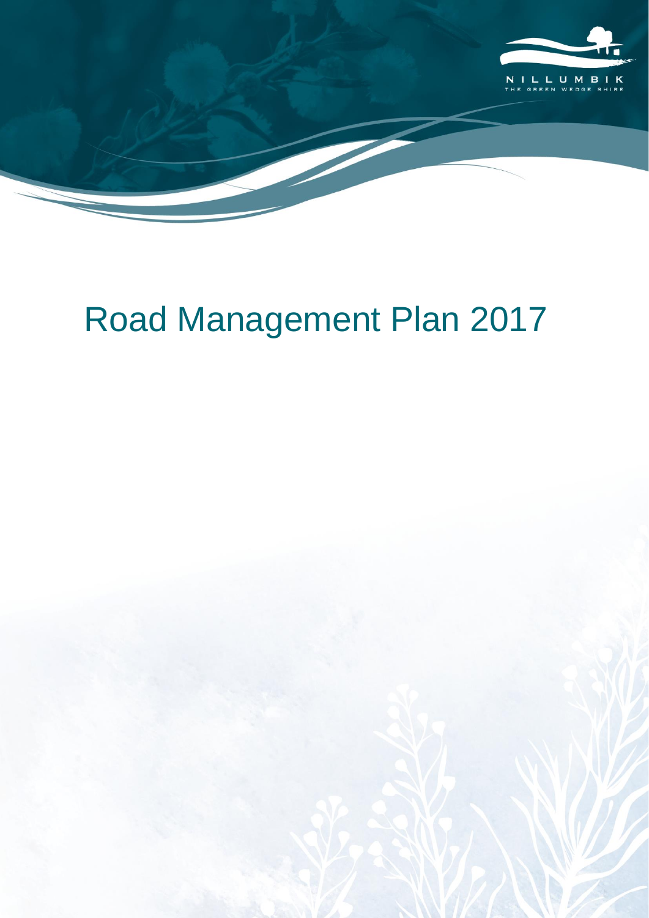NILLUMBIK
THE GREEN WEDGE SHIRE

# Road Management Plan 2017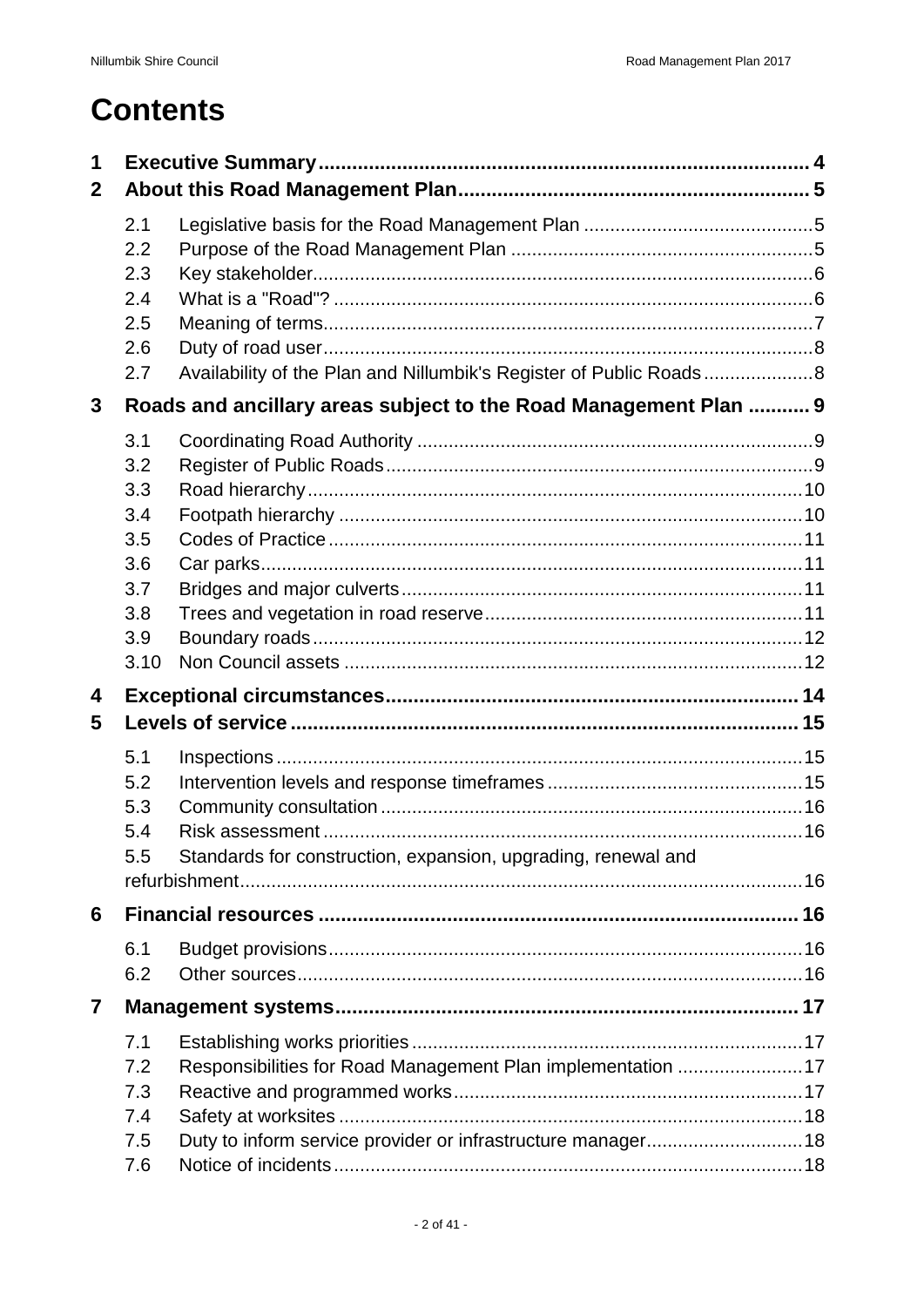# Contents

| | | |
|---|---|---|
| **1** | **Executive Summary** | **4** |
| **2** | **About this Road Management Plan** | **5** |
| 2.1 | Legislative basis for the Road Management Plan | 5 |
| 2.2 | Purpose of the Road Management Plan | 5 |
| 2.3 | Key stakeholder | 6 |
| 2.4 | What is a "Road"? | 6 |
| 2.5 | Meaning of terms | 7 |
| 2.6 | Duty of road user | 8 |
| 2.7 | Availability of the Plan and Nillumbik's Register of Public Roads | 8 |
| **3** | **Roads and ancillary areas subject to the Road Management Plan** | **9** |
| 3.1 | Coordinating Road Authority | 9 |
| 3.2 | Register of Public Roads | 9 |
| 3.3 | Road hierarchy | 10 |
| 3.4 | Footpath hierarchy | 10 |
| 3.5 | Codes of Practice | 11 |
| 3.6 | Car parks | 11 |
| 3.7 | Bridges and major culverts | 11 |
| 3.8 | Trees and vegetation in road reserve | 11 |
| 3.9 | Boundary roads | 12 |
| 3.10 | Non Council assets | 12 |
| **4** | **Exceptional circumstances** | **14** |
| **5** | **Levels of service** | **15** |
| 5.1 | Inspections | 15 |
| 5.2 | Intervention levels and response timeframes | 15 |
| 5.3 | Community consultation | 16 |
| 5.4 | Risk assessment | 16 |
| 5.5 | Standards for construction, expansion, upgrading, renewal and refurbishment | 16 |
| **6** | **Financial resources** | **16** |
| 6.1 | Budget provisions | 16 |
| 6.2 | Other sources | 16 |
| **7** | **Management systems** | **17** |
| 7.1 | Establishing works priorities | 17 |
| 7.2 | Responsibilities for Road Management Plan implementation | 17 |
| 7.3 | Reactive and programmed works | 17 |
| 7.4 | Safety at worksites | 18 |
| 7.5 | Duty to inform service provider or infrastructure manager | 18 |
| 7.6 | Notice of incidents | 18 |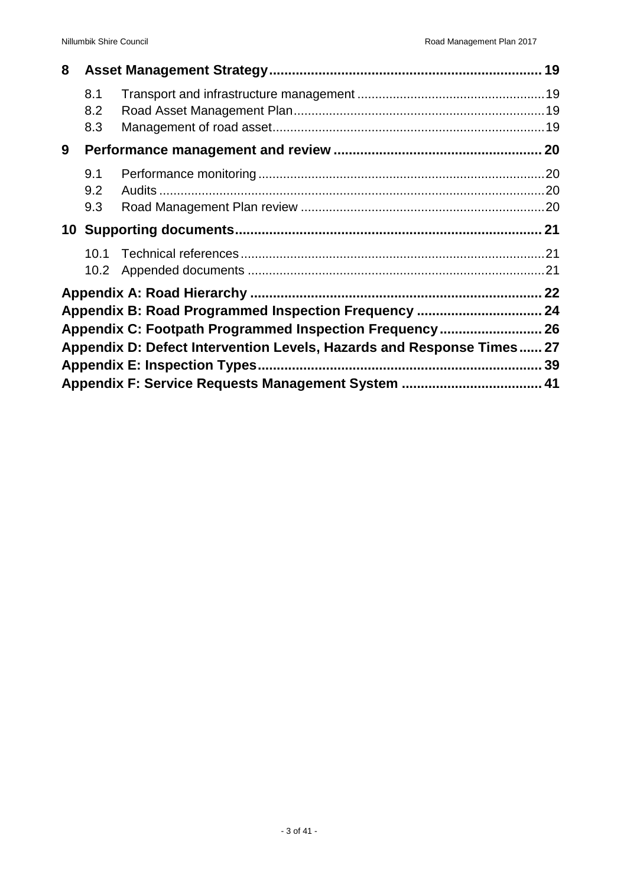**8 Asset Management Strategy ........ 19**

- 8.1 Transport and infrastructure management ........ 19
- 8.2 Road Asset Management Plan ........ 19
- 8.3 Management of road asset ........ 19

**9 Performance management and review ........ 20**

- 9.1 Performance monitoring ........ 20
- 9.2 Audits ........ 20
- 9.3 Road Management Plan review ........ 20

**10 Supporting documents ........ 21**

- 10.1 Technical references ........ 21
- 10.2 Appended documents ........ 21

**Appendix A: Road Hierarchy ........ 22**

**Appendix B: Road Programmed Inspection Frequency ........ 24**

**Appendix C: Footpath Programmed Inspection Frequency ........ 26**

**Appendix D: Defect Intervention Levels, Hazards and Response Times ........ 27**

**Appendix E: Inspection Types ........ 39**

**Appendix F: Service Requests Management System ........ 41**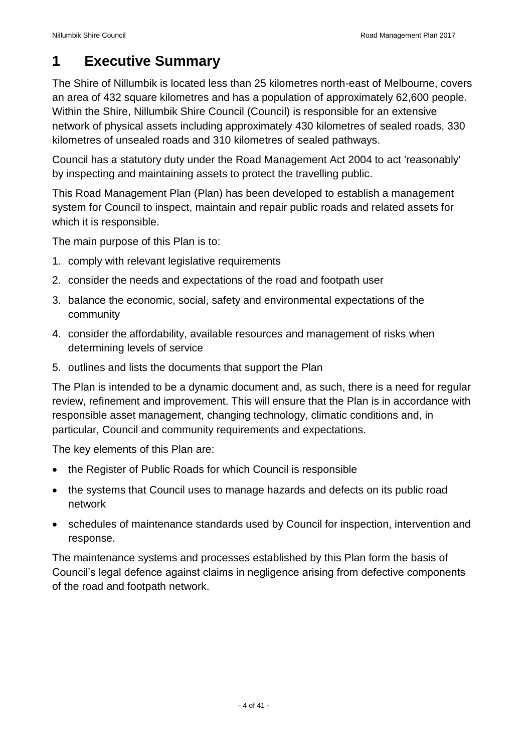# 1 Executive Summary

The Shire of Nillumbik is located less than 25 kilometres north-east of Melbourne, covers an area of 432 square kilometres and has a population of approximately 62,600 people. Within the Shire, Nillumbik Shire Council (Council) is responsible for an extensive network of physical assets including approximately 430 kilometres of sealed roads, 330 kilometres of unsealed roads and 310 kilometres of sealed pathways.

Council has a statutory duty under the Road Management Act 2004 to act 'reasonably' by inspecting and maintaining assets to protect the travelling public.

This Road Management Plan (Plan) has been developed to establish a management system for Council to inspect, maintain and repair public roads and related assets for which it is responsible.

The main purpose of this Plan is to:

1. comply with relevant legislative requirements
2. consider the needs and expectations of the road and footpath user
3. balance the economic, social, safety and environmental expectations of the community
4. consider the affordability, available resources and management of risks when determining levels of service
5. outlines and lists the documents that support the Plan

The Plan is intended to be a dynamic document and, as such, there is a need for regular review, refinement and improvement. This will ensure that the Plan is in accordance with responsible asset management, changing technology, climatic conditions and, in particular, Council and community requirements and expectations.

The key elements of this Plan are:

- the Register of Public Roads for which Council is responsible
- the systems that Council uses to manage hazards and defects on its public road network
- schedules of maintenance standards used by Council for inspection, intervention and response.

The maintenance systems and processes established by this Plan form the basis of Council's legal defence against claims in negligence arising from defective components of the road and footpath network.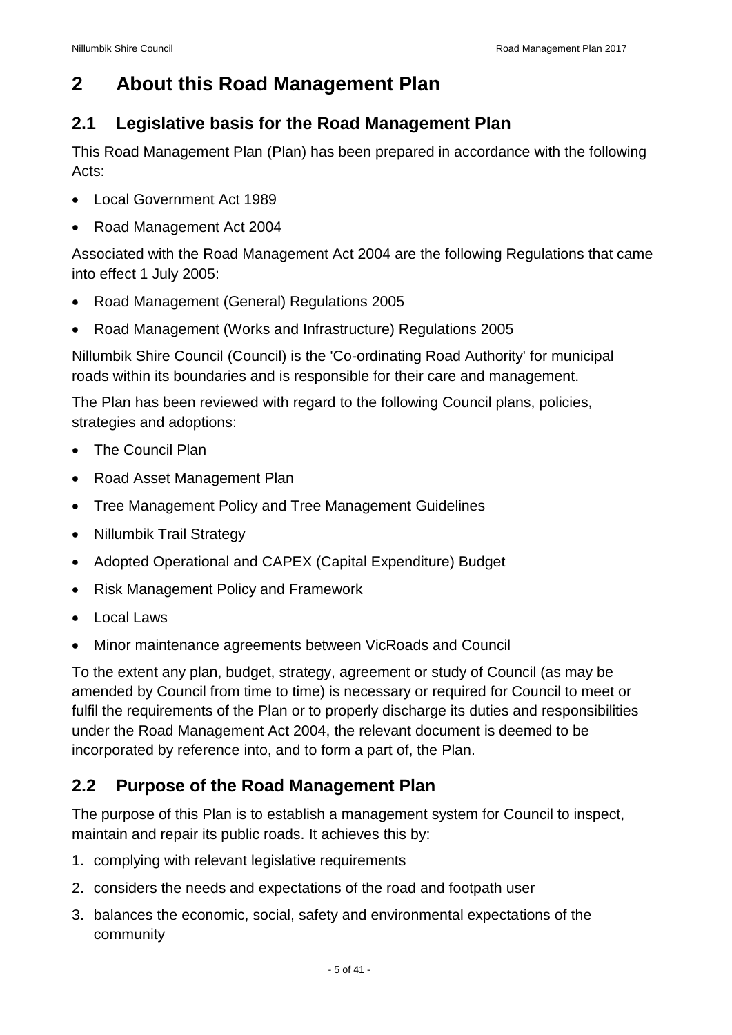# 2 About this Road Management Plan

## 2.1 Legislative basis for the Road Management Plan

This Road Management Plan (Plan) has been prepared in accordance with the following Acts:

- Local Government Act 1989
- Road Management Act 2004

Associated with the Road Management Act 2004 are the following Regulations that came into effect 1 July 2005:

- Road Management (General) Regulations 2005
- Road Management (Works and Infrastructure) Regulations 2005

Nillumbik Shire Council (Council) is the 'Co-ordinating Road Authority' for municipal roads within its boundaries and is responsible for their care and management.

The Plan has been reviewed with regard to the following Council plans, policies, strategies and adoptions:

- The Council Plan
- Road Asset Management Plan
- Tree Management Policy and Tree Management Guidelines
- Nillumbik Trail Strategy
- Adopted Operational and CAPEX (Capital Expenditure) Budget
- Risk Management Policy and Framework
- Local Laws
- Minor maintenance agreements between VicRoads and Council

To the extent any plan, budget, strategy, agreement or study of Council (as may be amended by Council from time to time) is necessary or required for Council to meet or fulfil the requirements of the Plan or to properly discharge its duties and responsibilities under the Road Management Act 2004, the relevant document is deemed to be incorporated by reference into, and to form a part of, the Plan.

## 2.2 Purpose of the Road Management Plan

The purpose of this Plan is to establish a management system for Council to inspect, maintain and repair its public roads. It achieves this by:

1. complying with relevant legislative requirements
2. considers the needs and expectations of the road and footpath user
3. balances the economic, social, safety and environmental expectations of the community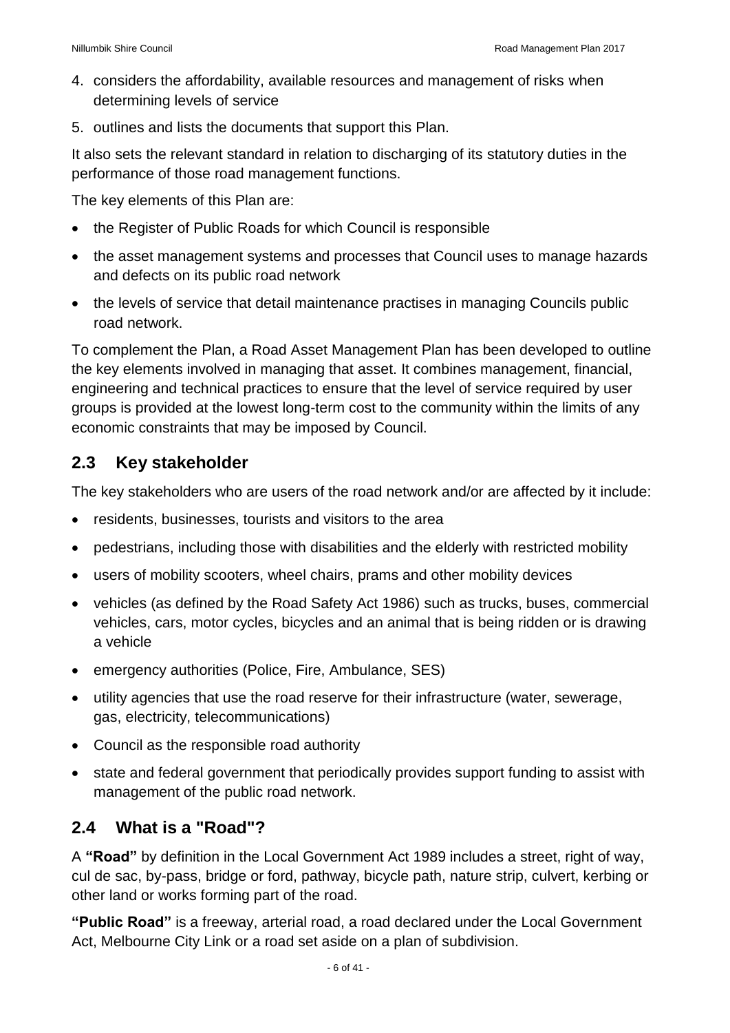4. considers the affordability, available resources and management of risks when determining levels of service
5. outlines and lists the documents that support this Plan.

It also sets the relevant standard in relation to discharging of its statutory duties in the performance of those road management functions.

The key elements of this Plan are:

- the Register of Public Roads for which Council is responsible
- the asset management systems and processes that Council uses to manage hazards and defects on its public road network
- the levels of service that detail maintenance practises in managing Councils public road network.

To complement the Plan, a Road Asset Management Plan has been developed to outline the key elements involved in managing that asset. It combines management, financial, engineering and technical practices to ensure that the level of service required by user groups is provided at the lowest long-term cost to the community within the limits of any economic constraints that may be imposed by Council.

## 2.3 Key stakeholder

The key stakeholders who are users of the road network and/or are affected by it include:

- residents, businesses, tourists and visitors to the area
- pedestrians, including those with disabilities and the elderly with restricted mobility
- users of mobility scooters, wheel chairs, prams and other mobility devices
- vehicles (as defined by the Road Safety Act 1986) such as trucks, buses, commercial vehicles, cars, motor cycles, bicycles and an animal that is being ridden or is drawing a vehicle
- emergency authorities (Police, Fire, Ambulance, SES)
- utility agencies that use the road reserve for their infrastructure (water, sewerage, gas, electricity, telecommunications)
- Council as the responsible road authority
- state and federal government that periodically provides support funding to assist with management of the public road network.

## 2.4 What is a "Road"?

A **"Road"** by definition in the Local Government Act 1989 includes a street, right of way, cul de sac, by-pass, bridge or ford, pathway, bicycle path, nature strip, culvert, kerbing or other land or works forming part of the road.

**"Public Road"** is a freeway, arterial road, a road declared under the Local Government Act, Melbourne City Link or a road set aside on a plan of subdivision.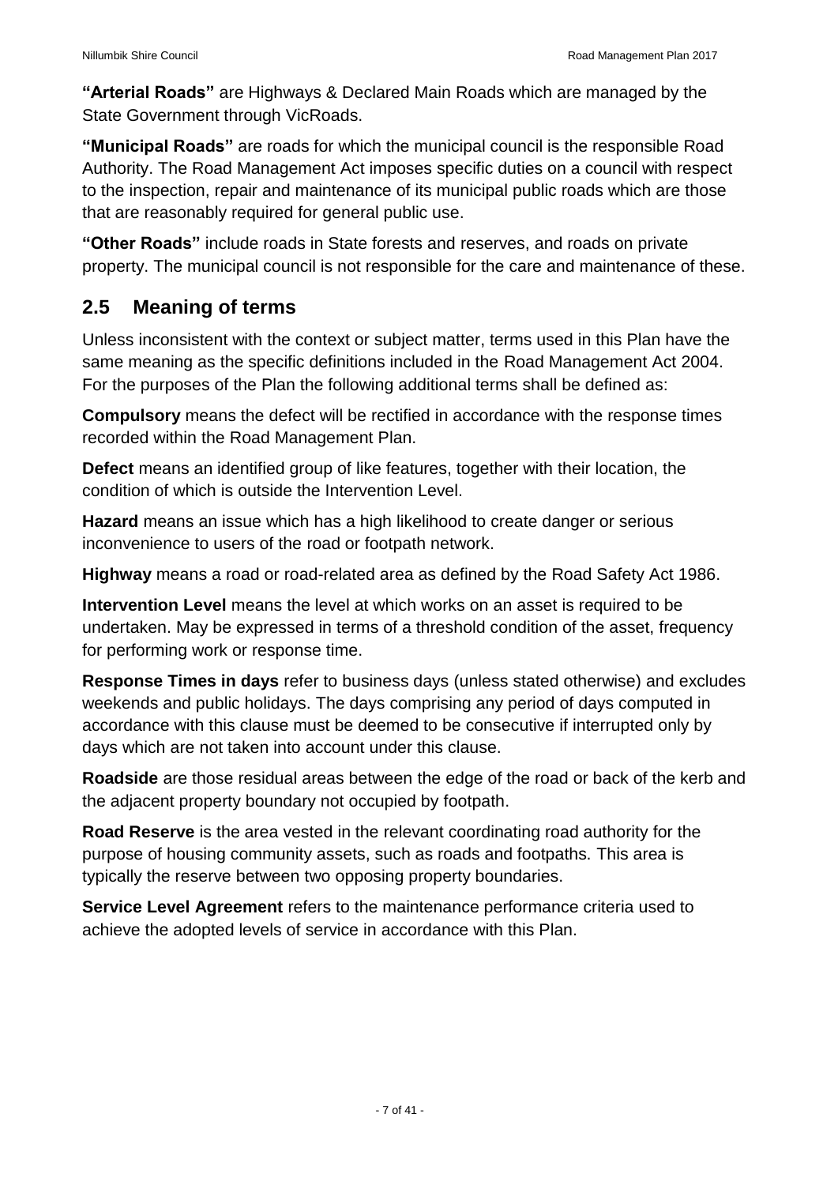**"Arterial Roads"** are Highways & Declared Main Roads which are managed by the State Government through VicRoads.

**"Municipal Roads"** are roads for which the municipal council is the responsible Road Authority. The Road Management Act imposes specific duties on a council with respect to the inspection, repair and maintenance of its municipal public roads which are those that are reasonably required for general public use.

**"Other Roads"** include roads in State forests and reserves, and roads on private property. The municipal council is not responsible for the care and maintenance of these.

## 2.5 Meaning of terms

Unless inconsistent with the context or subject matter, terms used in this Plan have the same meaning as the specific definitions included in the Road Management Act 2004. For the purposes of the Plan the following additional terms shall be defined as:

**Compulsory** means the defect will be rectified in accordance with the response times recorded within the Road Management Plan.

**Defect** means an identified group of like features, together with their location, the condition of which is outside the Intervention Level.

**Hazard** means an issue which has a high likelihood to create danger or serious inconvenience to users of the road or footpath network.

**Highway** means a road or road-related area as defined by the Road Safety Act 1986.

**Intervention Level** means the level at which works on an asset is required to be undertaken. May be expressed in terms of a threshold condition of the asset, frequency for performing work or response time.

**Response Times in days** refer to business days (unless stated otherwise) and excludes weekends and public holidays. The days comprising any period of days computed in accordance with this clause must be deemed to be consecutive if interrupted only by days which are not taken into account under this clause.

**Roadside** are those residual areas between the edge of the road or back of the kerb and the adjacent property boundary not occupied by footpath.

**Road Reserve** is the area vested in the relevant coordinating road authority for the purpose of housing community assets, such as roads and footpaths. This area is typically the reserve between two opposing property boundaries.

**Service Level Agreement** refers to the maintenance performance criteria used to achieve the adopted levels of service in accordance with this Plan.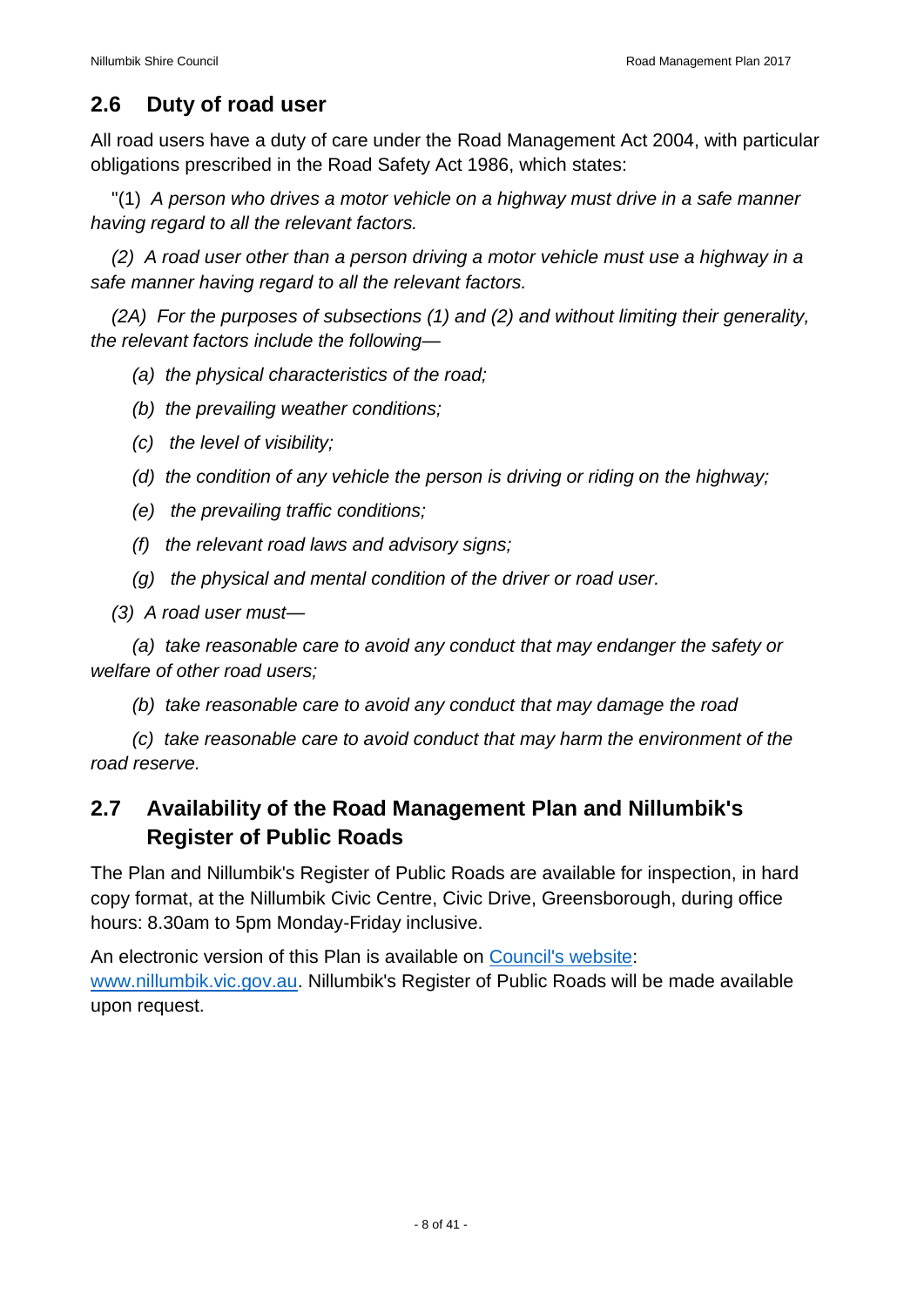## 2.6 Duty of road user

All road users have a duty of care under the Road Management Act 2004, with particular obligations prescribed in the Road Safety Act 1986, which states:

"(1) *A person who drives a motor vehicle on a highway must drive in a safe manner having regard to all the relevant factors.*

*(2) A road user other than a person driving a motor vehicle must use a highway in a safe manner having regard to all the relevant factors.*

*(2A) For the purposes of subsections (1) and (2) and without limiting their generality, the relevant factors include the following—*

*(a) the physical characteristics of the road;*

*(b) the prevailing weather conditions;*

*(c) the level of visibility;*

*(d) the condition of any vehicle the person is driving or riding on the highway;*

*(e) the prevailing traffic conditions;*

*(f) the relevant road laws and advisory signs;*

*(g) the physical and mental condition of the driver or road user.*

*(3) A road user must—*

*(a) take reasonable care to avoid any conduct that may endanger the safety or welfare of other road users;*

*(b) take reasonable care to avoid any conduct that may damage the road*

*(c) take reasonable care to avoid conduct that may harm the environment of the road reserve.*

## 2.7 Availability of the Road Management Plan and Nillumbik's Register of Public Roads

The Plan and Nillumbik's Register of Public Roads are available for inspection, in hard copy format, at the Nillumbik Civic Centre, Civic Drive, Greensborough, during office hours: 8.30am to 5pm Monday-Friday inclusive.

An electronic version of this Plan is available on [Council's website](www.nillumbik.vic.gov.au): [www.nillumbik.vic.gov.au](www.nillumbik.vic.gov.au). Nillumbik's Register of Public Roads will be made available upon request.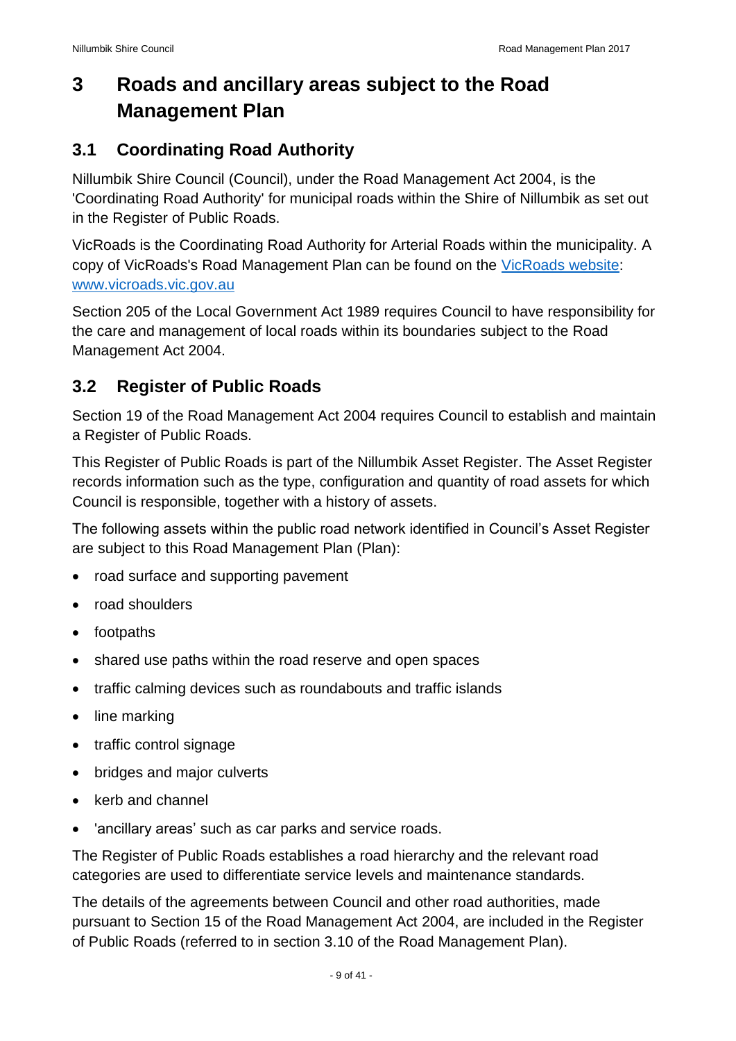# 3 Roads and ancillary areas subject to the Road Management Plan

## 3.1 Coordinating Road Authority

Nillumbik Shire Council (Council), under the Road Management Act 2004, is the 'Coordinating Road Authority' for municipal roads within the Shire of Nillumbik as set out in the Register of Public Roads.

VicRoads is the Coordinating Road Authority for Arterial Roads within the municipality. A copy of VicRoads's Road Management Plan can be found on the [VicRoads website](www.vicroads.vic.gov.au): [www.vicroads.vic.gov.au](www.vicroads.vic.gov.au)

Section 205 of the Local Government Act 1989 requires Council to have responsibility for the care and management of local roads within its boundaries subject to the Road Management Act 2004.

## 3.2 Register of Public Roads

Section 19 of the Road Management Act 2004 requires Council to establish and maintain a Register of Public Roads.

This Register of Public Roads is part of the Nillumbik Asset Register. The Asset Register records information such as the type, configuration and quantity of road assets for which Council is responsible, together with a history of assets.

The following assets within the public road network identified in Council's Asset Register are subject to this Road Management Plan (Plan):

- road surface and supporting pavement
- road shoulders
- footpaths
- shared use paths within the road reserve and open spaces
- traffic calming devices such as roundabouts and traffic islands
- line marking
- traffic control signage
- bridges and major culverts
- kerb and channel
- 'ancillary areas' such as car parks and service roads.

The Register of Public Roads establishes a road hierarchy and the relevant road categories are used to differentiate service levels and maintenance standards.

The details of the agreements between Council and other road authorities, made pursuant to Section 15 of the Road Management Act 2004, are included in the Register of Public Roads (referred to in section 3.10 of the Road Management Plan).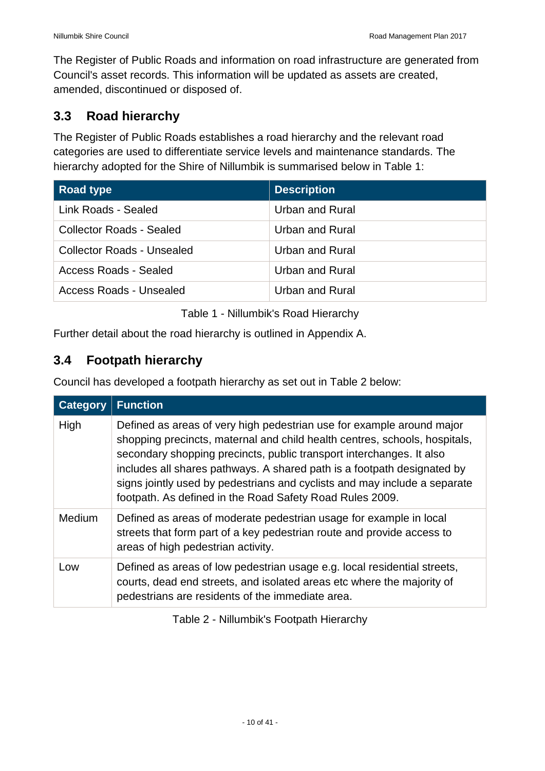The Register of Public Roads and information on road infrastructure are generated from Council's asset records. This information will be updated as assets are created, amended, discontinued or disposed of.

## 3.3 Road hierarchy

The Register of Public Roads establishes a road hierarchy and the relevant road categories are used to differentiate service levels and maintenance standards. The hierarchy adopted for the Shire of Nillumbik is summarised below in Table 1:

| Road type | Description |
|---|---|
| Link Roads - Sealed | Urban and Rural |
| Collector Roads - Sealed | Urban and Rural |
| Collector Roads - Unsealed | Urban and Rural |
| Access Roads - Sealed | Urban and Rural |
| Access Roads - Unsealed | Urban and Rural |

Table 1 - Nillumbik's Road Hierarchy

Further detail about the road hierarchy is outlined in Appendix A.

## 3.4 Footpath hierarchy

Council has developed a footpath hierarchy as set out in Table 2 below:

| Category | Function |
|---|---|
| High | Defined as areas of very high pedestrian use for example around major shopping precincts, maternal and child health centres, schools, hospitals, secondary shopping precincts, public transport interchanges. It also includes all shares pathways. A shared path is a footpath designated by signs jointly used by pedestrians and cyclists and may include a separate footpath. As defined in the Road Safety Road Rules 2009. |
| Medium | Defined as areas of moderate pedestrian usage for example in local streets that form part of a key pedestrian route and provide access to areas of high pedestrian activity. |
| Low | Defined as areas of low pedestrian usage e.g. local residential streets, courts, dead end streets, and isolated areas etc where the majority of pedestrians are residents of the immediate area. |

Table 2 - Nillumbik's Footpath Hierarchy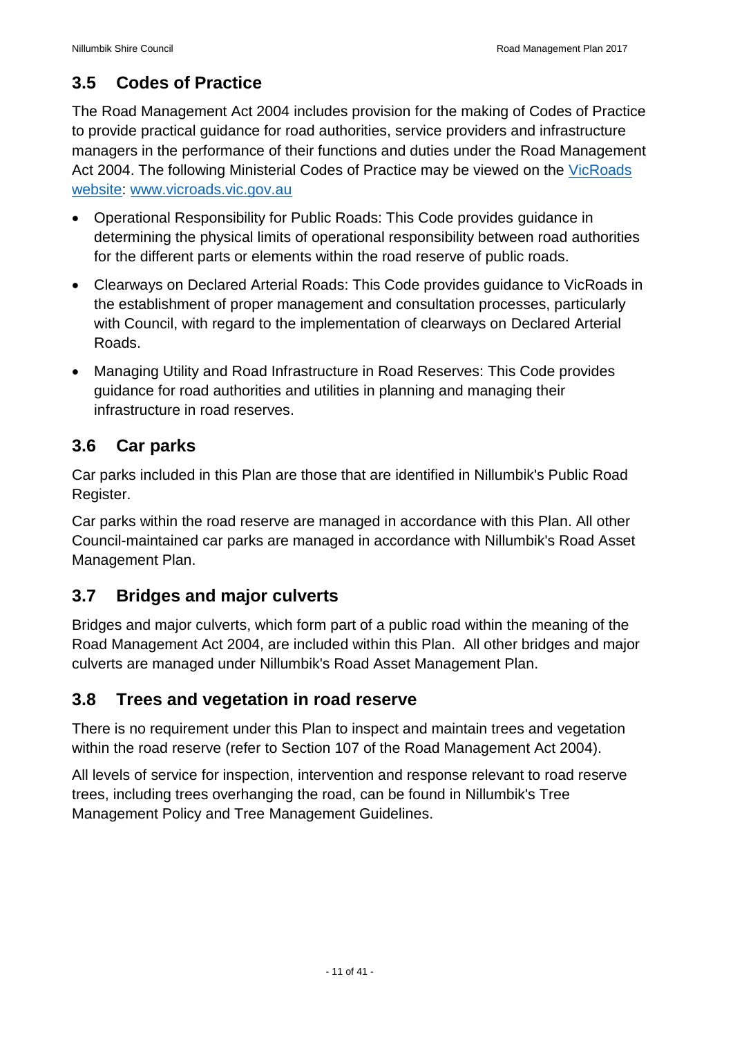## 3.5 Codes of Practice

The Road Management Act 2004 includes provision for the making of Codes of Practice to provide practical guidance for road authorities, service providers and infrastructure managers in the performance of their functions and duties under the Road Management Act 2004. The following Ministerial Codes of Practice may be viewed on the [VicRoads website](www.vicroads.vic.gov.au): [www.vicroads.vic.gov.au](www.vicroads.vic.gov.au)

- Operational Responsibility for Public Roads: This Code provides guidance in determining the physical limits of operational responsibility between road authorities for the different parts or elements within the road reserve of public roads.
- Clearways on Declared Arterial Roads: This Code provides guidance to VicRoads in the establishment of proper management and consultation processes, particularly with Council, with regard to the implementation of clearways on Declared Arterial Roads.
- Managing Utility and Road Infrastructure in Road Reserves: This Code provides guidance for road authorities and utilities in planning and managing their infrastructure in road reserves.

## 3.6 Car parks

Car parks included in this Plan are those that are identified in Nillumbik's Public Road Register.

Car parks within the road reserve are managed in accordance with this Plan. All other Council-maintained car parks are managed in accordance with Nillumbik's Road Asset Management Plan.

## 3.7 Bridges and major culverts

Bridges and major culverts, which form part of a public road within the meaning of the Road Management Act 2004, are included within this Plan. All other bridges and major culverts are managed under Nillumbik's Road Asset Management Plan.

## 3.8 Trees and vegetation in road reserve

There is no requirement under this Plan to inspect and maintain trees and vegetation within the road reserve (refer to Section 107 of the Road Management Act 2004).

All levels of service for inspection, intervention and response relevant to road reserve trees, including trees overhanging the road, can be found in Nillumbik's Tree Management Policy and Tree Management Guidelines.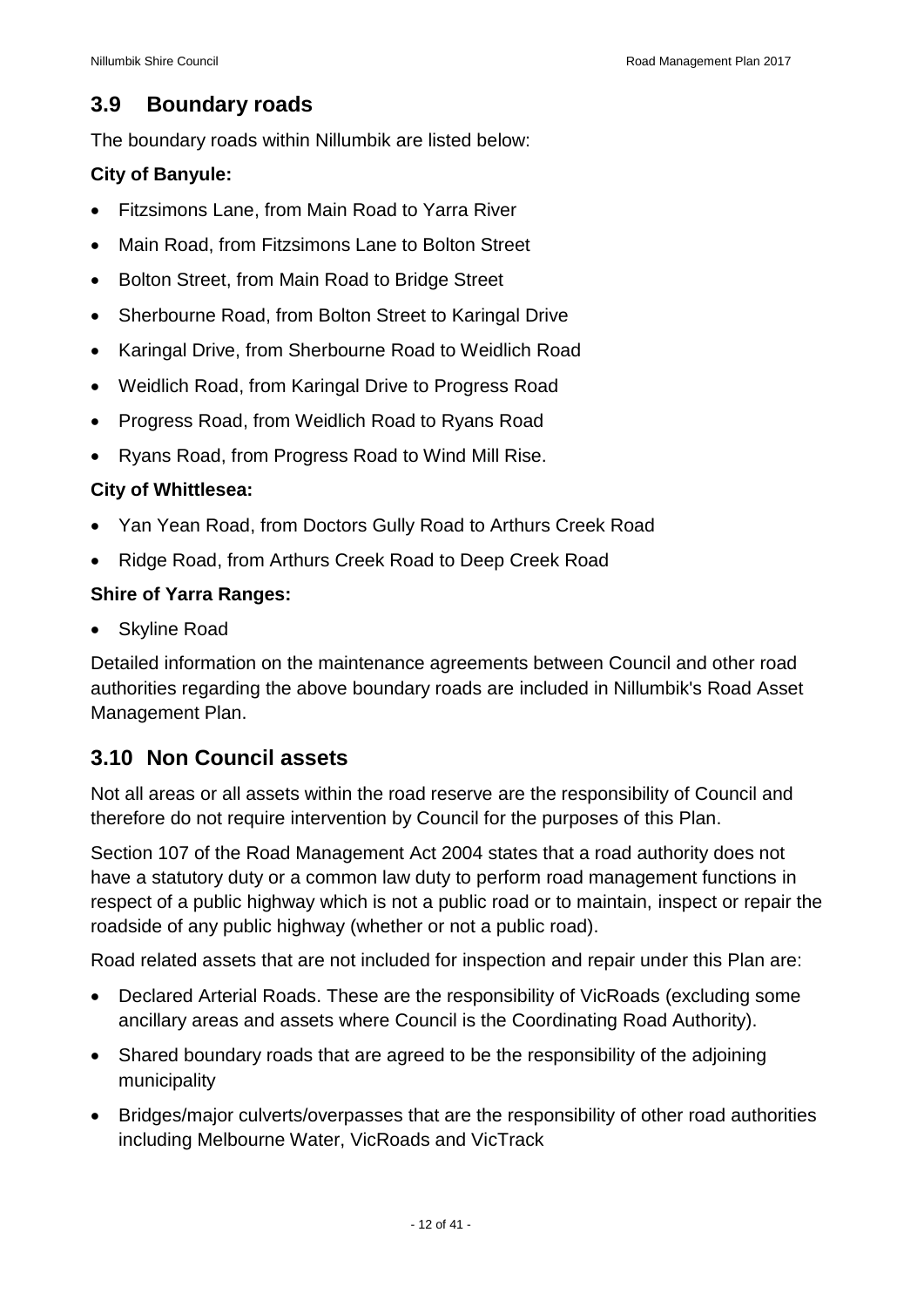## 3.9 Boundary roads

The boundary roads within Nillumbik are listed below:

**City of Banyule:**

- Fitzsimons Lane, from Main Road to Yarra River
- Main Road, from Fitzsimons Lane to Bolton Street
- Bolton Street, from Main Road to Bridge Street
- Sherbourne Road, from Bolton Street to Karingal Drive
- Karingal Drive, from Sherbourne Road to Weidlich Road
- Weidlich Road, from Karingal Drive to Progress Road
- Progress Road, from Weidlich Road to Ryans Road
- Ryans Road, from Progress Road to Wind Mill Rise.

**City of Whittlesea:**

- Yan Yean Road, from Doctors Gully Road to Arthurs Creek Road
- Ridge Road, from Arthurs Creek Road to Deep Creek Road

**Shire of Yarra Ranges:**

- Skyline Road

Detailed information on the maintenance agreements between Council and other road authorities regarding the above boundary roads are included in Nillumbik's Road Asset Management Plan.

## 3.10 Non Council assets

Not all areas or all assets within the road reserve are the responsibility of Council and therefore do not require intervention by Council for the purposes of this Plan.

Section 107 of the Road Management Act 2004 states that a road authority does not have a statutory duty or a common law duty to perform road management functions in respect of a public highway which is not a public road or to maintain, inspect or repair the roadside of any public highway (whether or not a public road).

Road related assets that are not included for inspection and repair under this Plan are:

- Declared Arterial Roads. These are the responsibility of VicRoads (excluding some ancillary areas and assets where Council is the Coordinating Road Authority).
- Shared boundary roads that are agreed to be the responsibility of the adjoining municipality
- Bridges/major culverts/overpasses that are the responsibility of other road authorities including Melbourne Water, VicRoads and VicTrack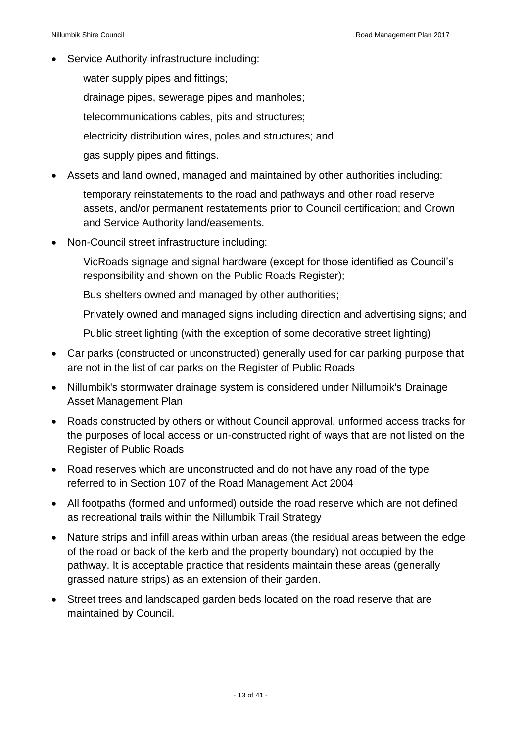- Service Authority infrastructure including:

  water supply pipes and fittings;

  drainage pipes, sewerage pipes and manholes;

  telecommunications cables, pits and structures;

  electricity distribution wires, poles and structures; and

  gas supply pipes and fittings.

- Assets and land owned, managed and maintained by other authorities including:

  temporary reinstatements to the road and pathways and other road reserve assets, and/or permanent restatements prior to Council certification; and Crown and Service Authority land/easements.

- Non-Council street infrastructure including:

  VicRoads signage and signal hardware (except for those identified as Council's responsibility and shown on the Public Roads Register);

  Bus shelters owned and managed by other authorities;

  Privately owned and managed signs including direction and advertising signs; and

  Public street lighting (with the exception of some decorative street lighting)

- Car parks (constructed or unconstructed) generally used for car parking purpose that are not in the list of car parks on the Register of Public Roads
- Nillumbik's stormwater drainage system is considered under Nillumbik's Drainage Asset Management Plan
- Roads constructed by others or without Council approval, unformed access tracks for the purposes of local access or un-constructed right of ways that are not listed on the Register of Public Roads
- Road reserves which are unconstructed and do not have any road of the type referred to in Section 107 of the Road Management Act 2004
- All footpaths (formed and unformed) outside the road reserve which are not defined as recreational trails within the Nillumbik Trail Strategy
- Nature strips and infill areas within urban areas (the residual areas between the edge of the road or back of the kerb and the property boundary) not occupied by the pathway. It is acceptable practice that residents maintain these areas (generally grassed nature strips) as an extension of their garden.
- Street trees and landscaped garden beds located on the road reserve that are maintained by Council.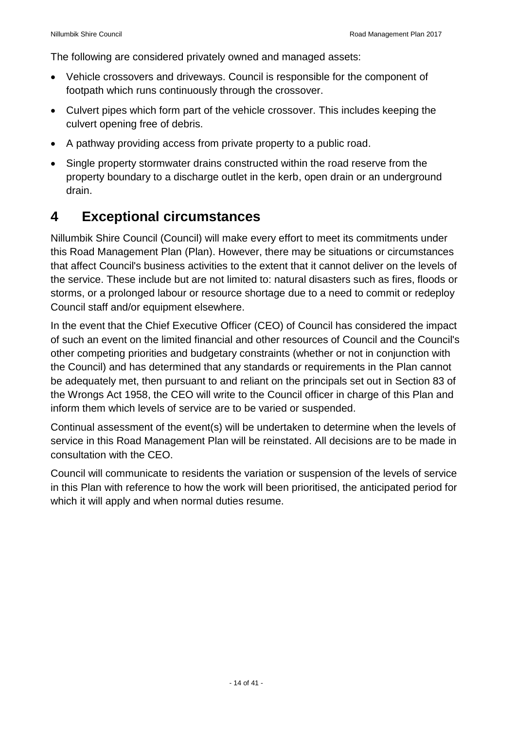The following are considered privately owned and managed assets:

- Vehicle crossovers and driveways. Council is responsible for the component of footpath which runs continuously through the crossover.
- Culvert pipes which form part of the vehicle crossover. This includes keeping the culvert opening free of debris.
- A pathway providing access from private property to a public road.
- Single property stormwater drains constructed within the road reserve from the property boundary to a discharge outlet in the kerb, open drain or an underground drain.

# 4 Exceptional circumstances

Nillumbik Shire Council (Council) will make every effort to meet its commitments under this Road Management Plan (Plan). However, there may be situations or circumstances that affect Council's business activities to the extent that it cannot deliver on the levels of the service. These include but are not limited to: natural disasters such as fires, floods or storms, or a prolonged labour or resource shortage due to a need to commit or redeploy Council staff and/or equipment elsewhere.

In the event that the Chief Executive Officer (CEO) of Council has considered the impact of such an event on the limited financial and other resources of Council and the Council's other competing priorities and budgetary constraints (whether or not in conjunction with the Council) and has determined that any standards or requirements in the Plan cannot be adequately met, then pursuant to and reliant on the principals set out in Section 83 of the Wrongs Act 1958, the CEO will write to the Council officer in charge of this Plan and inform them which levels of service are to be varied or suspended.

Continual assessment of the event(s) will be undertaken to determine when the levels of service in this Road Management Plan will be reinstated. All decisions are to be made in consultation with the CEO.

Council will communicate to residents the variation or suspension of the levels of service in this Plan with reference to how the work will been prioritised, the anticipated period for which it will apply and when normal duties resume.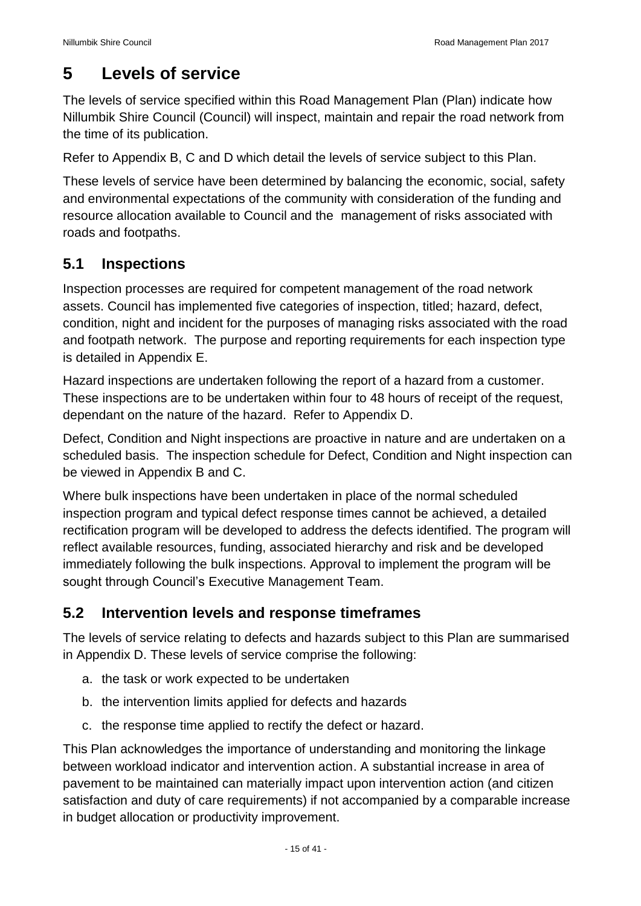# 5 Levels of service

The levels of service specified within this Road Management Plan (Plan) indicate how Nillumbik Shire Council (Council) will inspect, maintain and repair the road network from the time of its publication.

Refer to Appendix B, C and D which detail the levels of service subject to this Plan.

These levels of service have been determined by balancing the economic, social, safety and environmental expectations of the community with consideration of the funding and resource allocation available to Council and the management of risks associated with roads and footpaths.

## 5.1 Inspections

Inspection processes are required for competent management of the road network assets. Council has implemented five categories of inspection, titled; hazard, defect, condition, night and incident for the purposes of managing risks associated with the road and footpath network. The purpose and reporting requirements for each inspection type is detailed in Appendix E.

Hazard inspections are undertaken following the report of a hazard from a customer. These inspections are to be undertaken within four to 48 hours of receipt of the request, dependant on the nature of the hazard. Refer to Appendix D.

Defect, Condition and Night inspections are proactive in nature and are undertaken on a scheduled basis. The inspection schedule for Defect, Condition and Night inspection can be viewed in Appendix B and C.

Where bulk inspections have been undertaken in place of the normal scheduled inspection program and typical defect response times cannot be achieved, a detailed rectification program will be developed to address the defects identified. The program will reflect available resources, funding, associated hierarchy and risk and be developed immediately following the bulk inspections. Approval to implement the program will be sought through Council's Executive Management Team.

## 5.2 Intervention levels and response timeframes

The levels of service relating to defects and hazards subject to this Plan are summarised in Appendix D. These levels of service comprise the following:

a. the task or work expected to be undertaken
b. the intervention limits applied for defects and hazards
c. the response time applied to rectify the defect or hazard.

This Plan acknowledges the importance of understanding and monitoring the linkage between workload indicator and intervention action. A substantial increase in area of pavement to be maintained can materially impact upon intervention action (and citizen satisfaction and duty of care requirements) if not accompanied by a comparable increase in budget allocation or productivity improvement.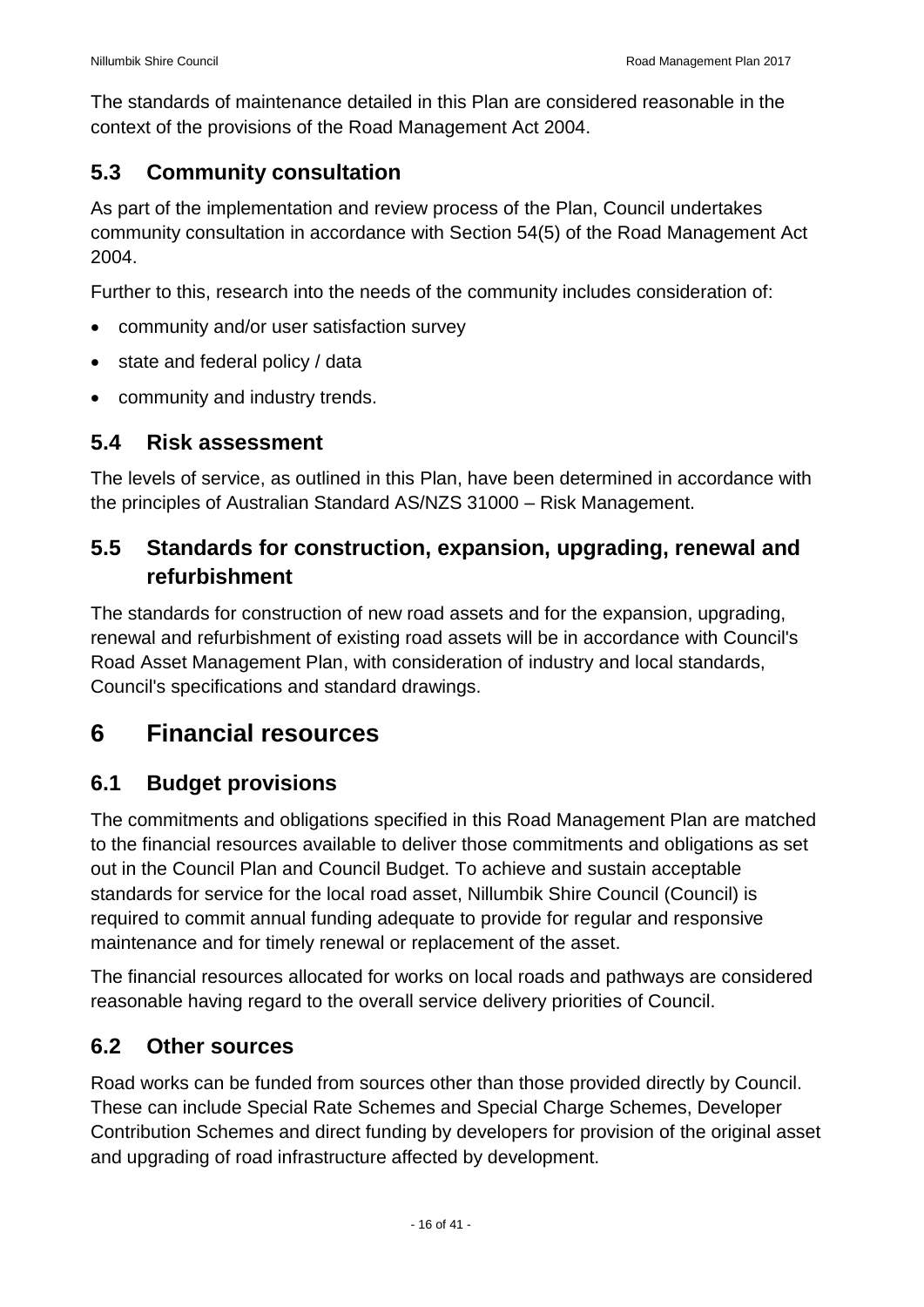The standards of maintenance detailed in this Plan are considered reasonable in the context of the provisions of the Road Management Act 2004.

## 5.3 Community consultation

As part of the implementation and review process of the Plan, Council undertakes community consultation in accordance with Section 54(5) of the Road Management Act 2004.

Further to this, research into the needs of the community includes consideration of:

- community and/or user satisfaction survey
- state and federal policy / data
- community and industry trends.

## 5.4 Risk assessment

The levels of service, as outlined in this Plan, have been determined in accordance with the principles of Australian Standard AS/NZS 31000 – Risk Management.

## 5.5 Standards for construction, expansion, upgrading, renewal and refurbishment

The standards for construction of new road assets and for the expansion, upgrading, renewal and refurbishment of existing road assets will be in accordance with Council's Road Asset Management Plan, with consideration of industry and local standards, Council's specifications and standard drawings.

# 6 Financial resources

## 6.1 Budget provisions

The commitments and obligations specified in this Road Management Plan are matched to the financial resources available to deliver those commitments and obligations as set out in the Council Plan and Council Budget. To achieve and sustain acceptable standards for service for the local road asset, Nillumbik Shire Council (Council) is required to commit annual funding adequate to provide for regular and responsive maintenance and for timely renewal or replacement of the asset.

The financial resources allocated for works on local roads and pathways are considered reasonable having regard to the overall service delivery priorities of Council.

## 6.2 Other sources

Road works can be funded from sources other than those provided directly by Council. These can include Special Rate Schemes and Special Charge Schemes, Developer Contribution Schemes and direct funding by developers for provision of the original asset and upgrading of road infrastructure affected by development.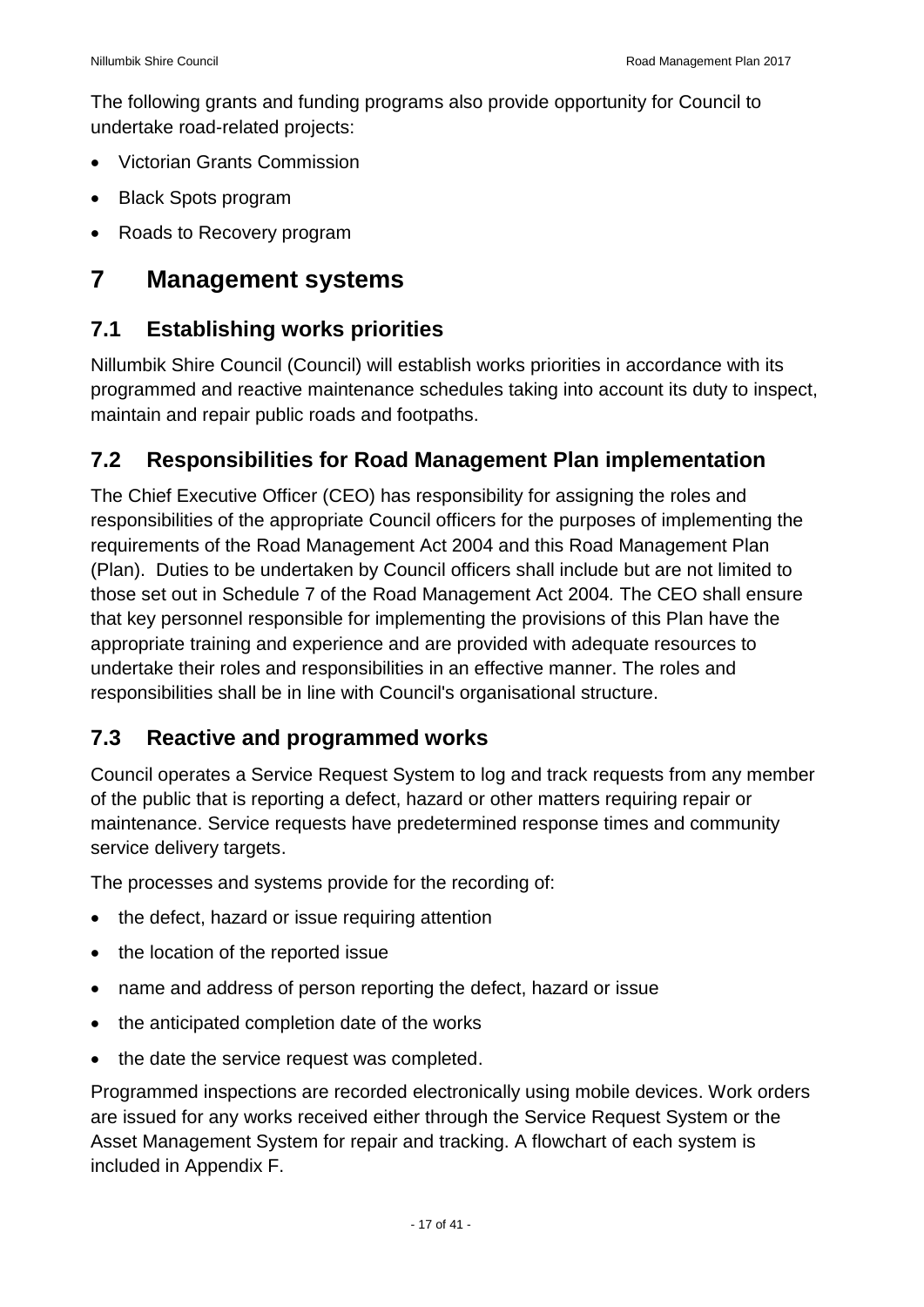The following grants and funding programs also provide opportunity for Council to undertake road-related projects:

- Victorian Grants Commission
- Black Spots program
- Roads to Recovery program

# 7 Management systems

## 7.1 Establishing works priorities

Nillumbik Shire Council (Council) will establish works priorities in accordance with its programmed and reactive maintenance schedules taking into account its duty to inspect, maintain and repair public roads and footpaths.

## 7.2 Responsibilities for Road Management Plan implementation

The Chief Executive Officer (CEO) has responsibility for assigning the roles and responsibilities of the appropriate Council officers for the purposes of implementing the requirements of the Road Management Act 2004 and this Road Management Plan (Plan). Duties to be undertaken by Council officers shall include but are not limited to those set out in Schedule 7 of the Road Management Act 2004*.* The CEO shall ensure that key personnel responsible for implementing the provisions of this Plan have the appropriate training and experience and are provided with adequate resources to undertake their roles and responsibilities in an effective manner. The roles and responsibilities shall be in line with Council's organisational structure.

## 7.3 Reactive and programmed works

Council operates a Service Request System to log and track requests from any member of the public that is reporting a defect, hazard or other matters requiring repair or maintenance. Service requests have predetermined response times and community service delivery targets.

The processes and systems provide for the recording of:

- the defect, hazard or issue requiring attention
- the location of the reported issue
- name and address of person reporting the defect, hazard or issue
- the anticipated completion date of the works
- the date the service request was completed.

Programmed inspections are recorded electronically using mobile devices. Work orders are issued for any works received either through the Service Request System or the Asset Management System for repair and tracking. A flowchart of each system is included in Appendix F.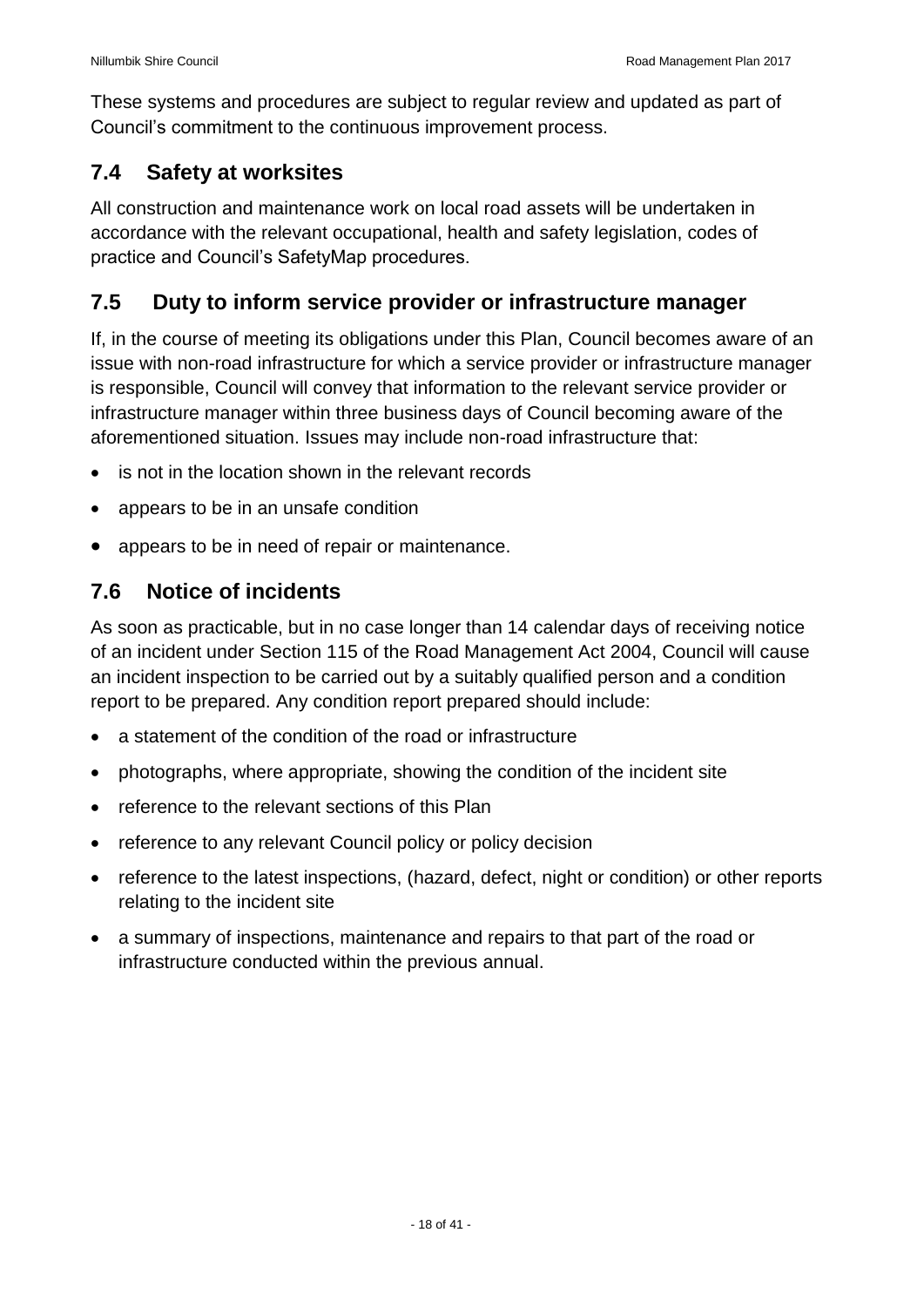These systems and procedures are subject to regular review and updated as part of Council's commitment to the continuous improvement process.

## 7.4 Safety at worksites

All construction and maintenance work on local road assets will be undertaken in accordance with the relevant occupational, health and safety legislation, codes of practice and Council's SafetyMap procedures.

## 7.5 Duty to inform service provider or infrastructure manager

If, in the course of meeting its obligations under this Plan, Council becomes aware of an issue with non-road infrastructure for which a service provider or infrastructure manager is responsible, Council will convey that information to the relevant service provider or infrastructure manager within three business days of Council becoming aware of the aforementioned situation. Issues may include non-road infrastructure that:

- is not in the location shown in the relevant records
- appears to be in an unsafe condition
- appears to be in need of repair or maintenance.

## 7.6 Notice of incidents

As soon as practicable, but in no case longer than 14 calendar days of receiving notice of an incident under Section 115 of the Road Management Act 2004, Council will cause an incident inspection to be carried out by a suitably qualified person and a condition report to be prepared. Any condition report prepared should include:

- a statement of the condition of the road or infrastructure
- photographs, where appropriate, showing the condition of the incident site
- reference to the relevant sections of this Plan
- reference to any relevant Council policy or policy decision
- reference to the latest inspections, (hazard, defect, night or condition) or other reports relating to the incident site
- a summary of inspections, maintenance and repairs to that part of the road or infrastructure conducted within the previous annual.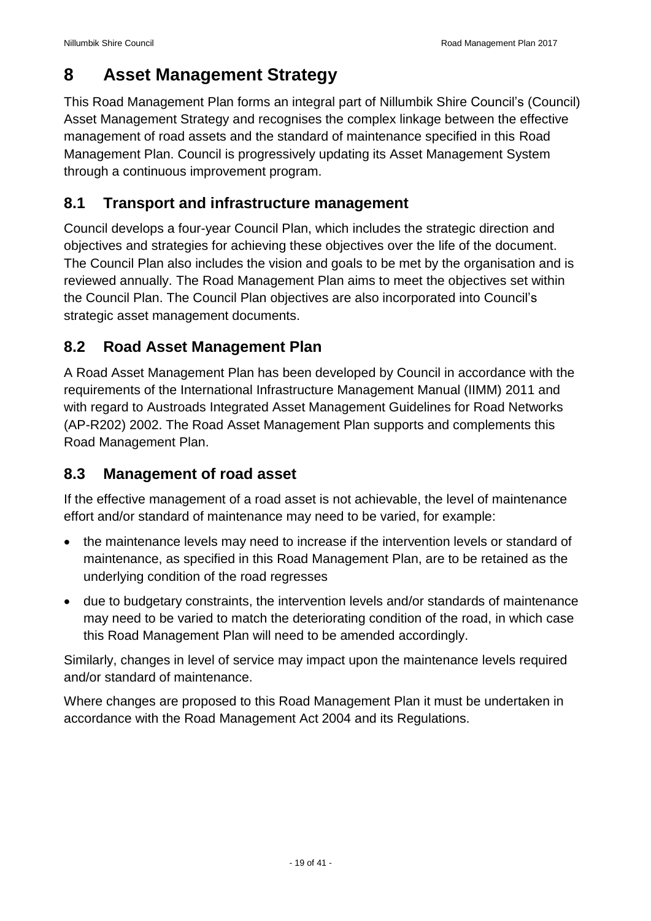# 8 Asset Management Strategy

This Road Management Plan forms an integral part of Nillumbik Shire Council's (Council) Asset Management Strategy and recognises the complex linkage between the effective management of road assets and the standard of maintenance specified in this Road Management Plan. Council is progressively updating its Asset Management System through a continuous improvement program.

## 8.1 Transport and infrastructure management

Council develops a four-year Council Plan, which includes the strategic direction and objectives and strategies for achieving these objectives over the life of the document. The Council Plan also includes the vision and goals to be met by the organisation and is reviewed annually. The Road Management Plan aims to meet the objectives set within the Council Plan. The Council Plan objectives are also incorporated into Council's strategic asset management documents.

## 8.2 Road Asset Management Plan

A Road Asset Management Plan has been developed by Council in accordance with the requirements of the International Infrastructure Management Manual (IIMM) 2011 and with regard to Austroads Integrated Asset Management Guidelines for Road Networks (AP-R202) 2002. The Road Asset Management Plan supports and complements this Road Management Plan.

## 8.3 Management of road asset

If the effective management of a road asset is not achievable, the level of maintenance effort and/or standard of maintenance may need to be varied, for example:

- the maintenance levels may need to increase if the intervention levels or standard of maintenance, as specified in this Road Management Plan, are to be retained as the underlying condition of the road regresses
- due to budgetary constraints, the intervention levels and/or standards of maintenance may need to be varied to match the deteriorating condition of the road, in which case this Road Management Plan will need to be amended accordingly.

Similarly, changes in level of service may impact upon the maintenance levels required and/or standard of maintenance.

Where changes are proposed to this Road Management Plan it must be undertaken in accordance with the Road Management Act 2004 and its Regulations.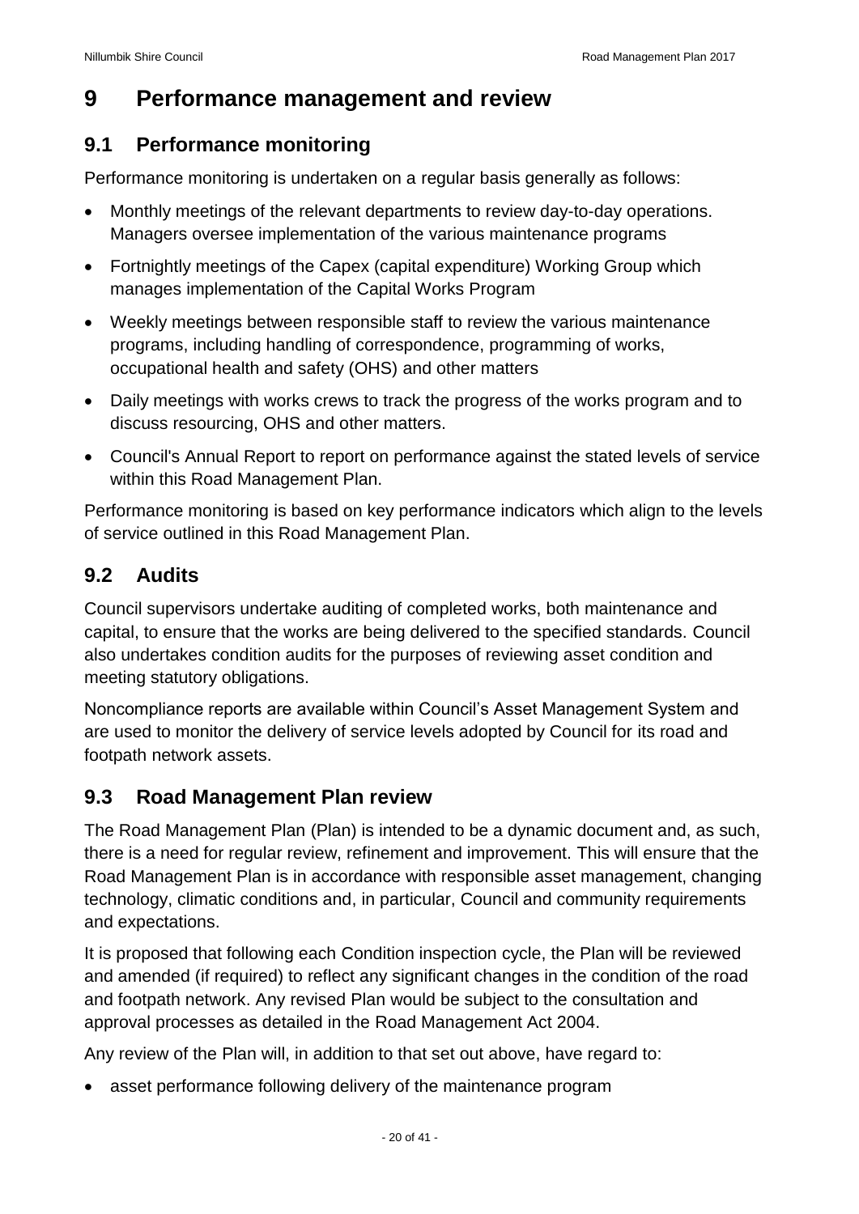# 9 Performance management and review

## 9.1 Performance monitoring

Performance monitoring is undertaken on a regular basis generally as follows:

- Monthly meetings of the relevant departments to review day-to-day operations. Managers oversee implementation of the various maintenance programs
- Fortnightly meetings of the Capex (capital expenditure) Working Group which manages implementation of the Capital Works Program
- Weekly meetings between responsible staff to review the various maintenance programs, including handling of correspondence, programming of works, occupational health and safety (OHS) and other matters
- Daily meetings with works crews to track the progress of the works program and to discuss resourcing, OHS and other matters.
- Council's Annual Report to report on performance against the stated levels of service within this Road Management Plan.

Performance monitoring is based on key performance indicators which align to the levels of service outlined in this Road Management Plan.

## 9.2 Audits

Council supervisors undertake auditing of completed works, both maintenance and capital, to ensure that the works are being delivered to the specified standards. Council also undertakes condition audits for the purposes of reviewing asset condition and meeting statutory obligations.

Noncompliance reports are available within Council's Asset Management System and are used to monitor the delivery of service levels adopted by Council for its road and footpath network assets.

## 9.3 Road Management Plan review

The Road Management Plan (Plan) is intended to be a dynamic document and, as such, there is a need for regular review, refinement and improvement. This will ensure that the Road Management Plan is in accordance with responsible asset management, changing technology, climatic conditions and, in particular, Council and community requirements and expectations.

It is proposed that following each Condition inspection cycle, the Plan will be reviewed and amended (if required) to reflect any significant changes in the condition of the road and footpath network. Any revised Plan would be subject to the consultation and approval processes as detailed in the Road Management Act 2004.

Any review of the Plan will, in addition to that set out above, have regard to:

- asset performance following delivery of the maintenance program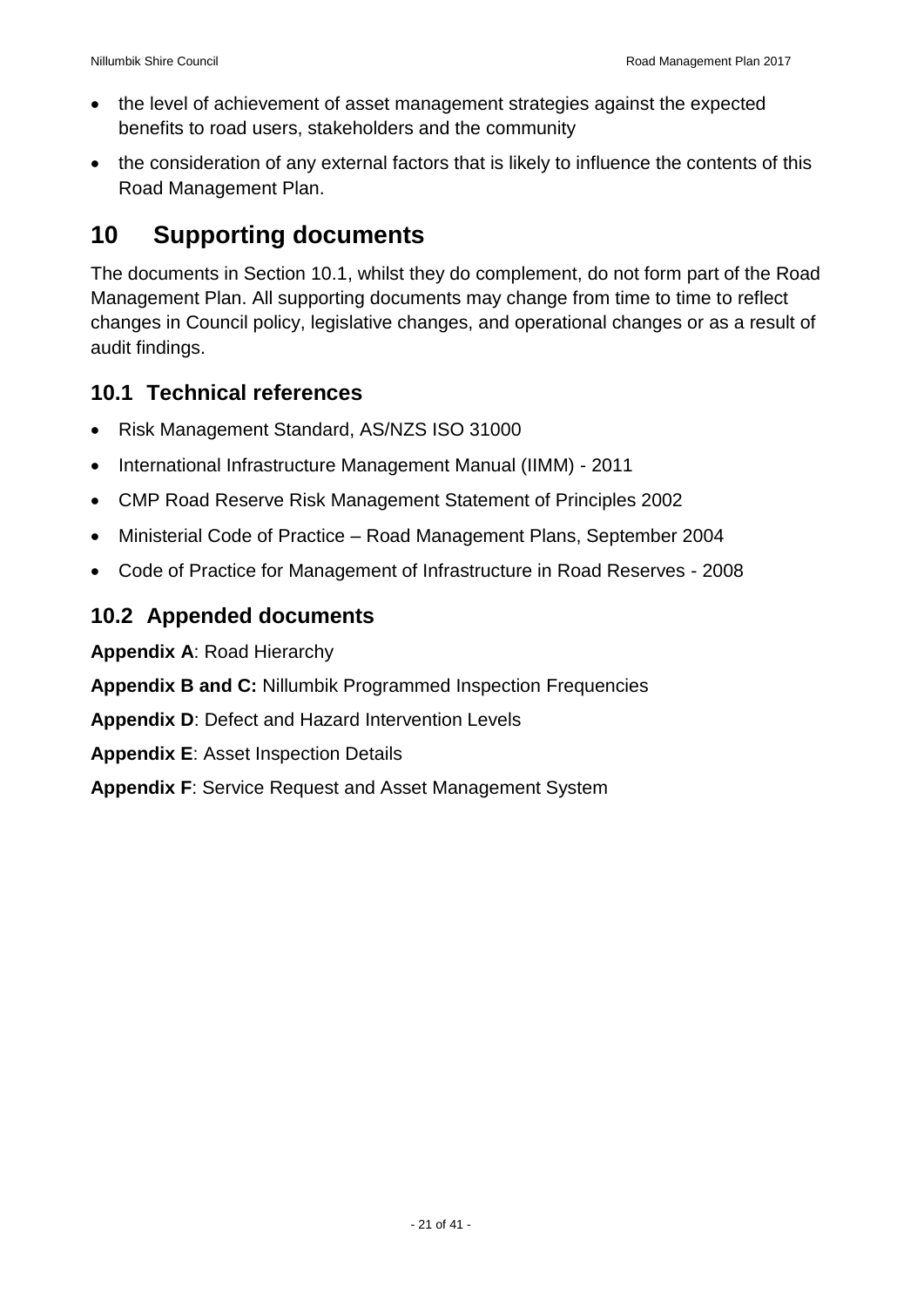- the level of achievement of asset management strategies against the expected benefits to road users, stakeholders and the community
- the consideration of any external factors that is likely to influence the contents of this Road Management Plan.

# 10 Supporting documents

The documents in Section 10.1, whilst they do complement, do not form part of the Road Management Plan. All supporting documents may change from time to time to reflect changes in Council policy, legislative changes, and operational changes or as a result of audit findings.

## 10.1 Technical references

- Risk Management Standard, AS/NZS ISO 31000
- International Infrastructure Management Manual (IIMM) - 2011
- CMP Road Reserve Risk Management Statement of Principles 2002
- Ministerial Code of Practice – Road Management Plans, September 2004
- Code of Practice for Management of Infrastructure in Road Reserves - 2008

## 10.2 Appended documents

**Appendix A**: Road Hierarchy

**Appendix B and C:** Nillumbik Programmed Inspection Frequencies

**Appendix D**: Defect and Hazard Intervention Levels

**Appendix E**: Asset Inspection Details

**Appendix F**: Service Request and Asset Management System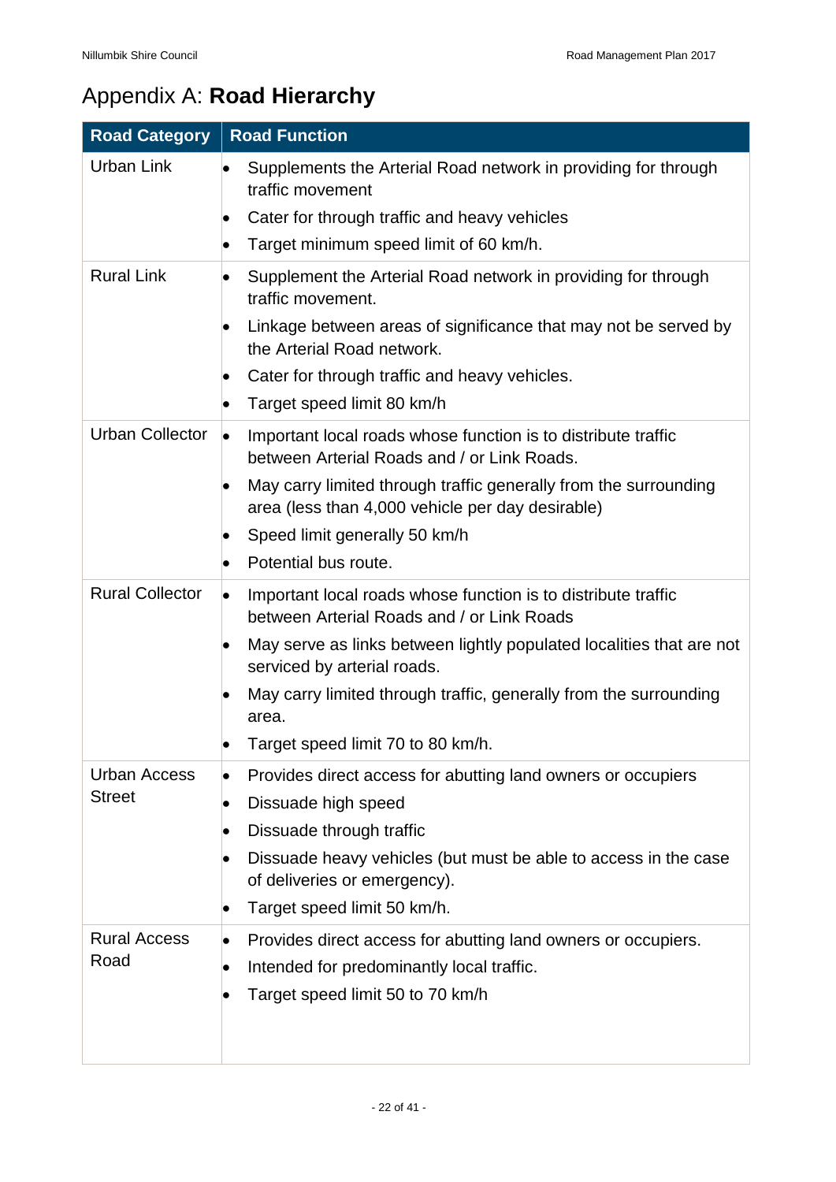# Appendix A: **Road Hierarchy**

| Road Category | Road Function |
|---|---|
| Urban Link | • Supplements the Arterial Road network in providing for through traffic movement<br>• Cater for through traffic and heavy vehicles<br>• Target minimum speed limit of 60 km/h. |
| Rural Link | • Supplement the Arterial Road network in providing for through traffic movement.<br>• Linkage between areas of significance that may not be served by the Arterial Road network.<br>• Cater for through traffic and heavy vehicles.<br>• Target speed limit 80 km/h |
| Urban Collector | • Important local roads whose function is to distribute traffic between Arterial Roads and / or Link Roads.<br>• May carry limited through traffic generally from the surrounding area (less than 4,000 vehicle per day desirable)<br>• Speed limit generally 50 km/h<br>• Potential bus route. |
| Rural Collector | • Important local roads whose function is to distribute traffic between Arterial Roads and / or Link Roads<br>• May serve as links between lightly populated localities that are not serviced by arterial roads.<br>• May carry limited through traffic, generally from the surrounding area.<br>• Target speed limit 70 to 80 km/h. |
| Urban Access Street | • Provides direct access for abutting land owners or occupiers<br>• Dissuade high speed<br>• Dissuade through traffic<br>• Dissuade heavy vehicles (but must be able to access in the case of deliveries or emergency).<br>• Target speed limit 50 km/h. |
| Rural Access Road | • Provides direct access for abutting land owners or occupiers.<br>• Intended for predominantly local traffic.<br>• Target speed limit 50 to 70 km/h |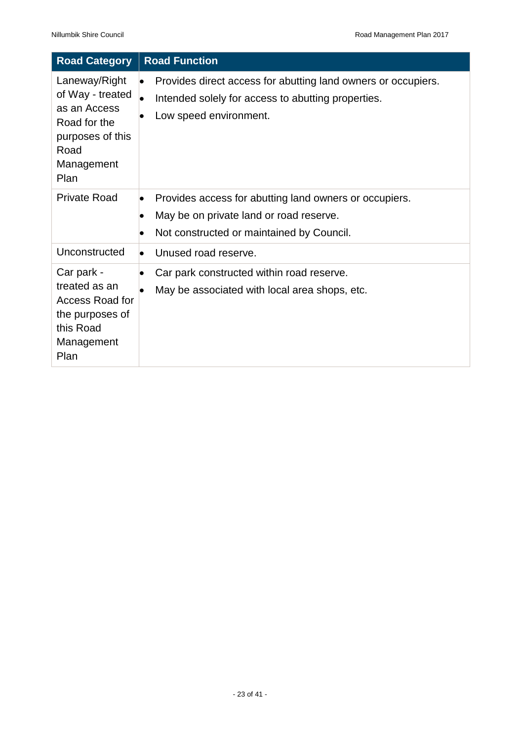| Road Category | Road Function |
| --- | --- |
| Laneway/Right of Way - treated as an Access Road for the purposes of this Road Management Plan | • Provides direct access for abutting land owners or occupiers.<br>• Intended solely for access to abutting properties.<br>• Low speed environment. |
| Private Road | • Provides access for abutting land owners or occupiers.<br>• May be on private land or road reserve.<br>• Not constructed or maintained by Council. |
| Unconstructed | • Unused road reserve. |
| Car park - treated as an Access Road for the purposes of this Road Management Plan | • Car park constructed within road reserve.<br>• May be associated with local area shops, etc. |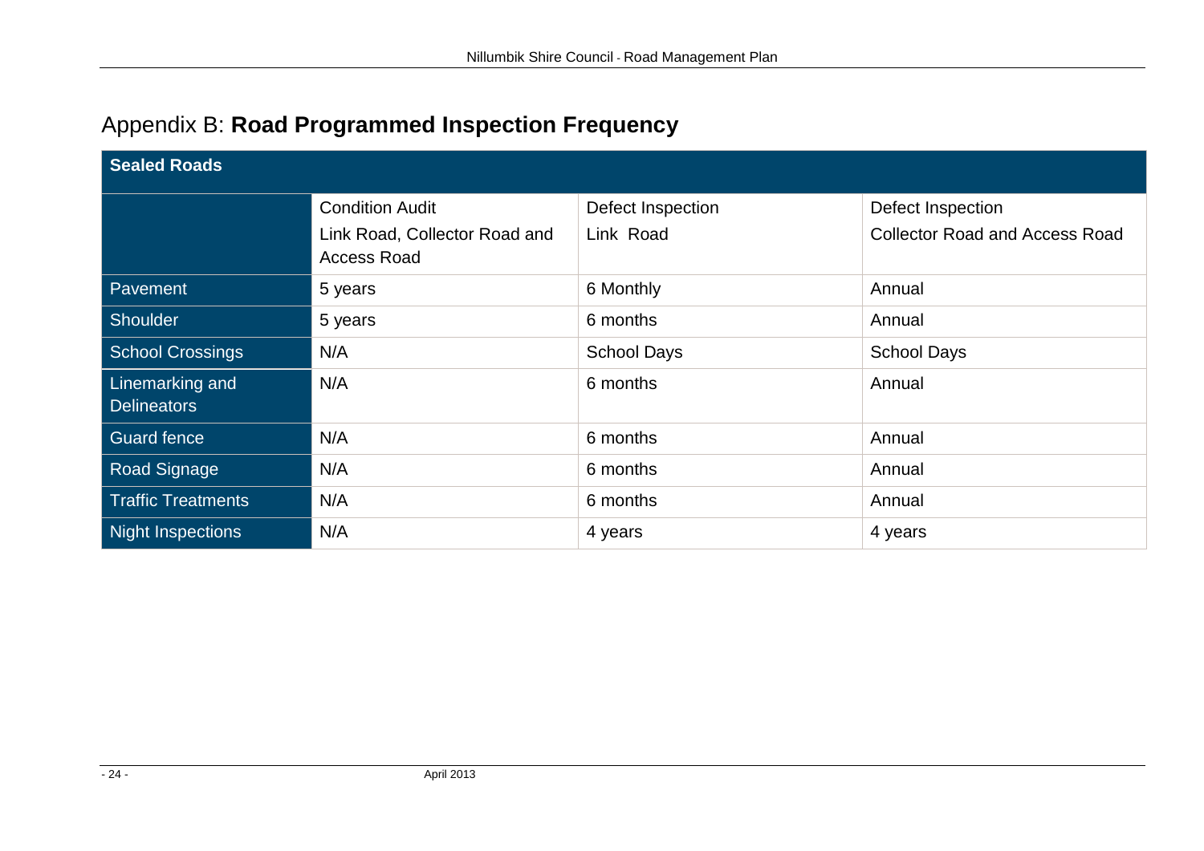# Appendix B: **Road Programmed Inspection Frequency**

| Sealed Roads | | | |
|---|---|---|---|
| | Condition Audit<br>Link Road, Collector Road and Access Road | Defect Inspection<br>Link Road | Defect Inspection<br>Collector Road and Access Road |
| Pavement | 5 years | 6 Monthly | Annual |
| Shoulder | 5 years | 6 months | Annual |
| School Crossings | N/A | School Days | School Days |
| Linemarking and Delineators | N/A | 6 months | Annual |
| Guard fence | N/A | 6 months | Annual |
| Road Signage | N/A | 6 months | Annual |
| Traffic Treatments | N/A | 6 months | Annual |
| Night Inspections | N/A | 4 years | 4 years |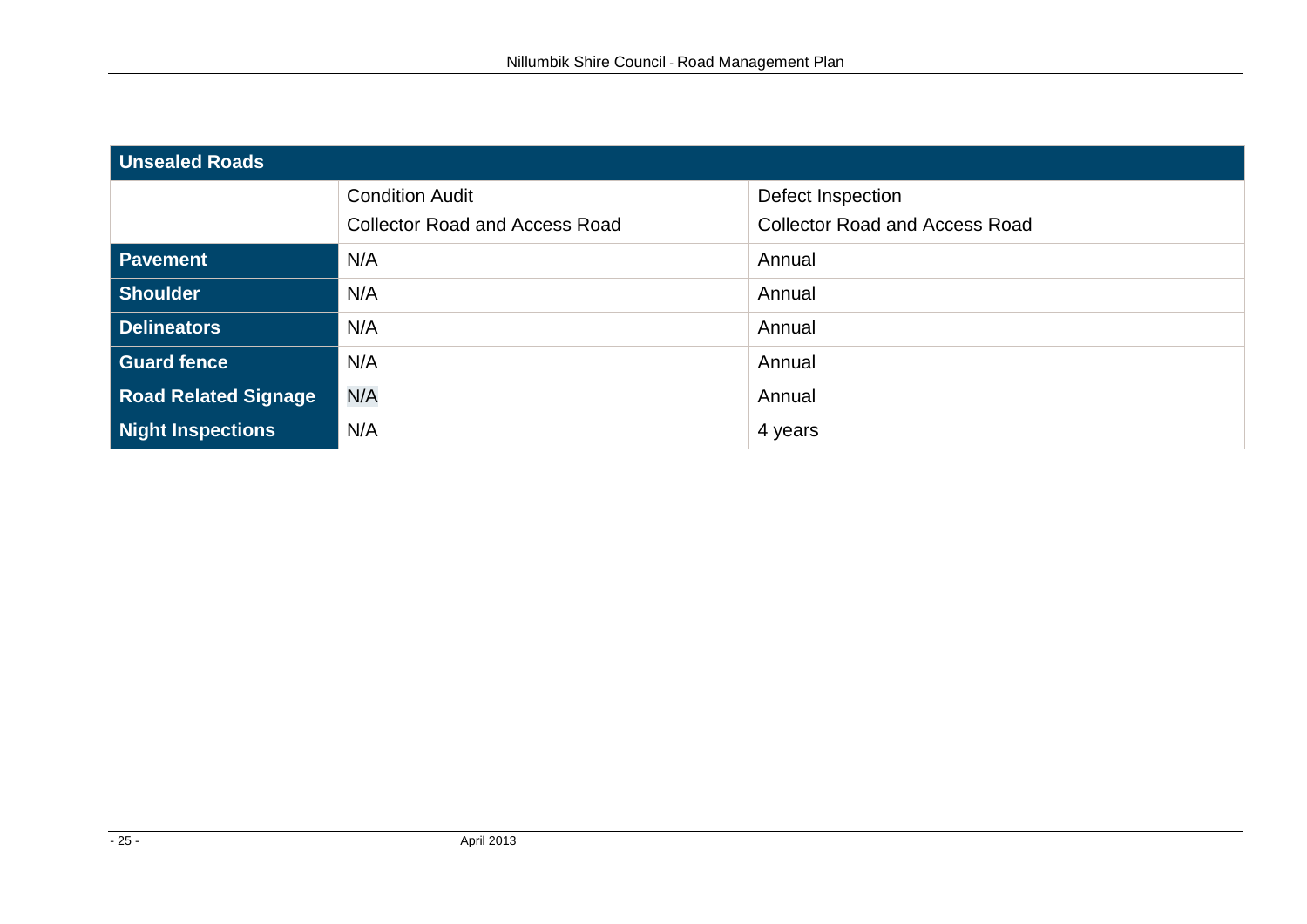| Unsealed Roads | | |
|---|---|---|
| | Condition Audit<br>Collector Road and Access Road | Defect Inspection<br>Collector Road and Access Road |
| **Pavement** | N/A | Annual |
| **Shoulder** | N/A | Annual |
| **Delineators** | N/A | Annual |
| **Guard fence** | N/A | Annual |
| **Road Related Signage** | N/A | Annual |
| **Night Inspections** | N/A | 4 years |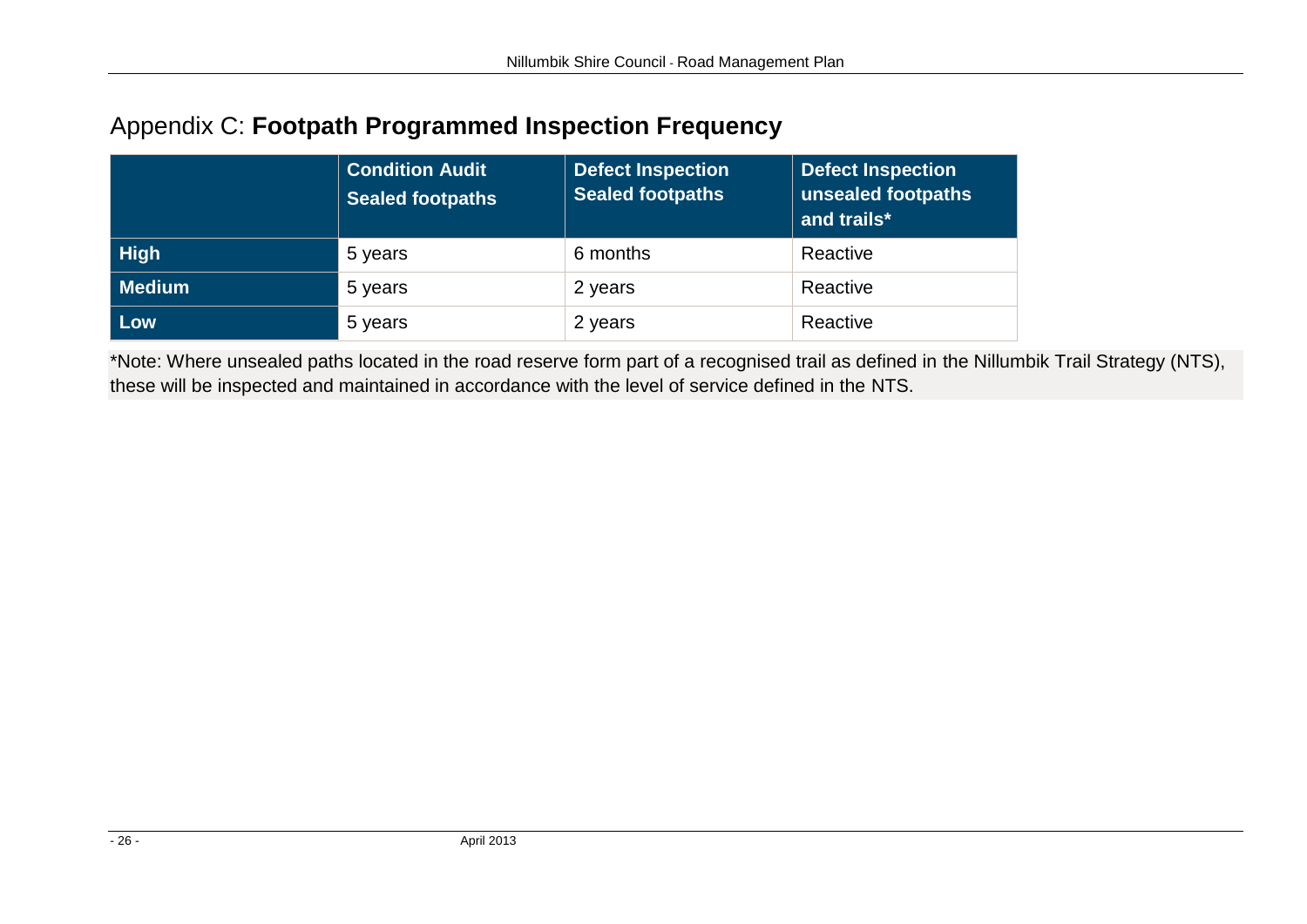# Appendix C: **Footpath Programmed Inspection Frequency**

| | Condition Audit Sealed footpaths | Defect Inspection Sealed footpaths | Defect Inspection unsealed footpaths and trails* |
|---|---|---|---|
| **High** | 5 years | 6 months | Reactive |
| **Medium** | 5 years | 2 years | Reactive |
| **Low** | 5 years | 2 years | Reactive |

*Note: Where unsealed paths located in the road reserve form part of a recognised trail as defined in the Nillumbik Trail Strategy (NTS), these will be inspected and maintained in accordance with the level of service defined in the NTS.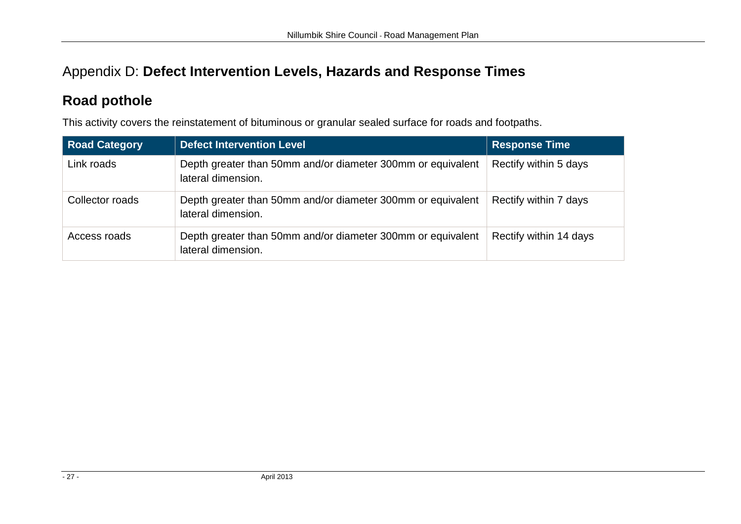# Appendix D: **Defect Intervention Levels, Hazards and Response Times**

## Road pothole

This activity covers the reinstatement of bituminous or granular sealed surface for roads and footpaths.

| Road Category | Defect Intervention Level | Response Time |
|---|---|---|
| Link roads | Depth greater than 50mm and/or diameter 300mm or equivalent lateral dimension. | Rectify within 5 days |
| Collector roads | Depth greater than 50mm and/or diameter 300mm or equivalent lateral dimension. | Rectify within 7 days |
| Access roads | Depth greater than 50mm and/or diameter 300mm or equivalent lateral dimension. | Rectify within 14 days |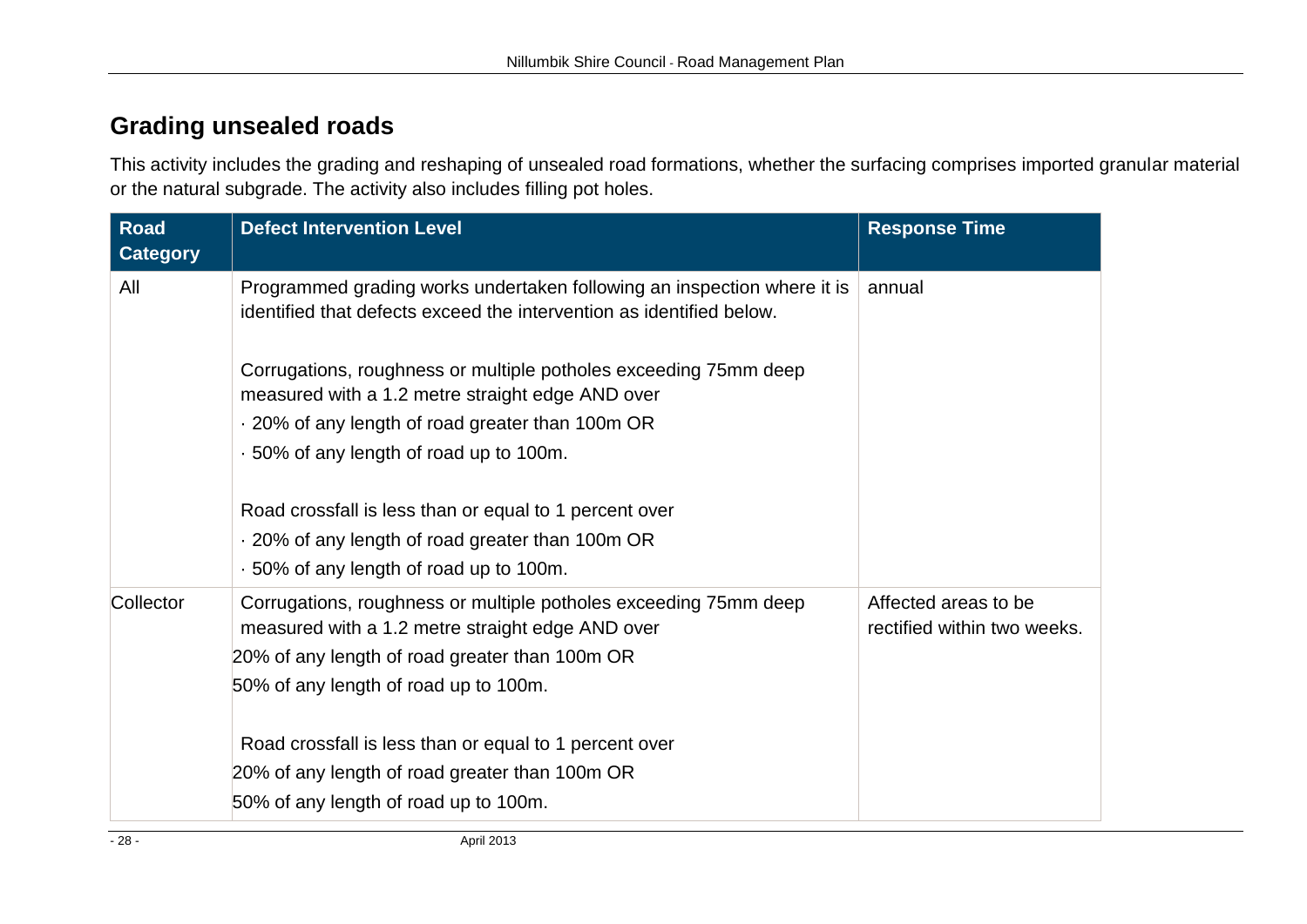## Grading unsealed roads

This activity includes the grading and reshaping of unsealed road formations, whether the surfacing comprises imported granular material or the natural subgrade. The activity also includes filling pot holes.

| Road Category | Defect Intervention Level | Response Time |
|---|---|---|
| All | Programmed grading works undertaken following an inspection where it is identified that defects exceed the intervention as identified below.<br><br>Corrugations, roughness or multiple potholes exceeding 75mm deep measured with a 1.2 metre straight edge AND over<br>· 20% of any length of road greater than 100m OR<br>· 50% of any length of road up to 100m.<br><br>Road crossfall is less than or equal to 1 percent over<br>· 20% of any length of road greater than 100m OR<br>· 50% of any length of road up to 100m. | annual |
| Collector | Corrugations, roughness or multiple potholes exceeding 75mm deep measured with a 1.2 metre straight edge AND over<br>20% of any length of road greater than 100m OR<br>50% of any length of road up to 100m.<br><br>Road crossfall is less than or equal to 1 percent over<br>20% of any length of road greater than 100m OR<br>50% of any length of road up to 100m. | Affected areas to be rectified within two weeks. |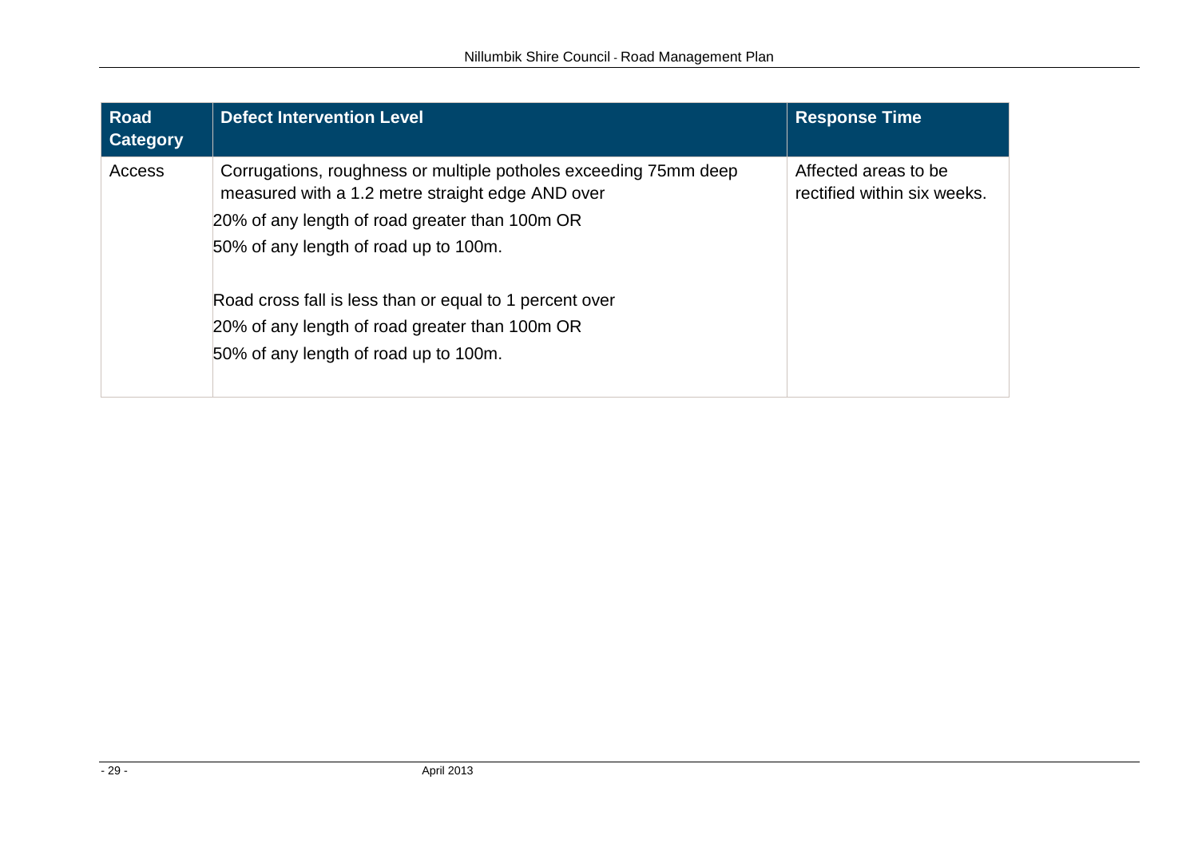| Road Category | Defect Intervention Level | Response Time |
|---|---|---|
| Access | Corrugations, roughness or multiple potholes exceeding 75mm deep measured with a 1.2 metre straight edge AND over<br>20% of any length of road greater than 100m OR<br>50% of any length of road up to 100m.<br><br>Road cross fall is less than or equal to 1 percent over<br>20% of any length of road greater than 100m OR<br>50% of any length of road up to 100m. | Affected areas to be rectified within six weeks. |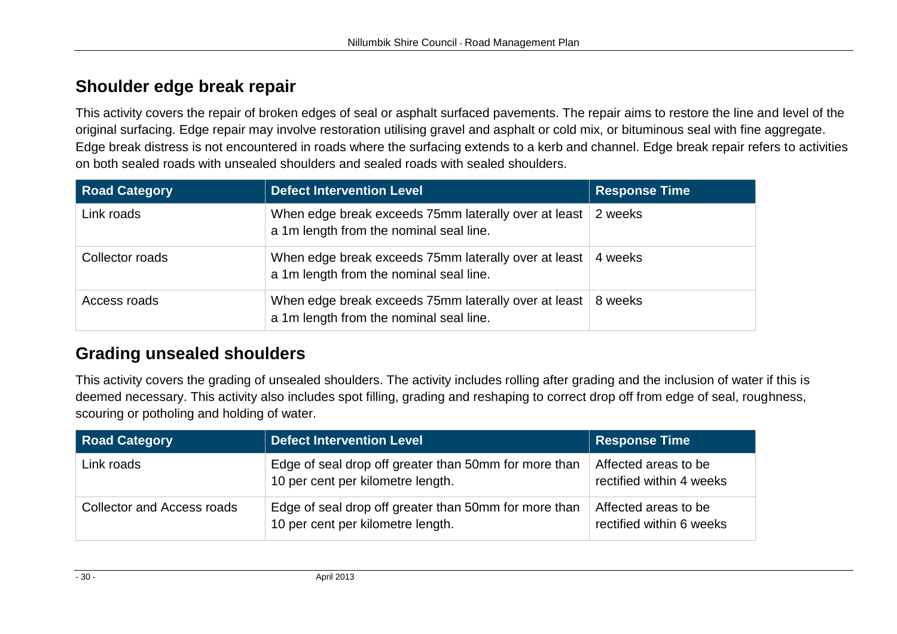## Shoulder edge break repair

This activity covers the repair of broken edges of seal or asphalt surfaced pavements. The repair aims to restore the line and level of the original surfacing. Edge repair may involve restoration utilising gravel and asphalt or cold mix, or bituminous seal with fine aggregate. Edge break distress is not encountered in roads where the surfacing extends to a kerb and channel. Edge break repair refers to activities on both sealed roads with unsealed shoulders and sealed roads with sealed shoulders.

| Road Category | Defect Intervention Level | Response Time |
| --- | --- | --- |
| Link roads | When edge break exceeds 75mm laterally over at least a 1m length from the nominal seal line. | 2 weeks |
| Collector roads | When edge break exceeds 75mm laterally over at least a 1m length from the nominal seal line. | 4 weeks |
| Access roads | When edge break exceeds 75mm laterally over at least a 1m length from the nominal seal line. | 8 weeks |

## Grading unsealed shoulders

This activity covers the grading of unsealed shoulders. The activity includes rolling after grading and the inclusion of water if this is deemed necessary. This activity also includes spot filling, grading and reshaping to correct drop off from edge of seal, roughness, scouring or potholing and holding of water.

| Road Category | Defect Intervention Level | Response Time |
| --- | --- | --- |
| Link roads | Edge of seal drop off greater than 50mm for more than 10 per cent per kilometre length. | Affected areas to be rectified within 4 weeks |
| Collector and Access roads | Edge of seal drop off greater than 50mm for more than 10 per cent per kilometre length. | Affected areas to be rectified within 6 weeks |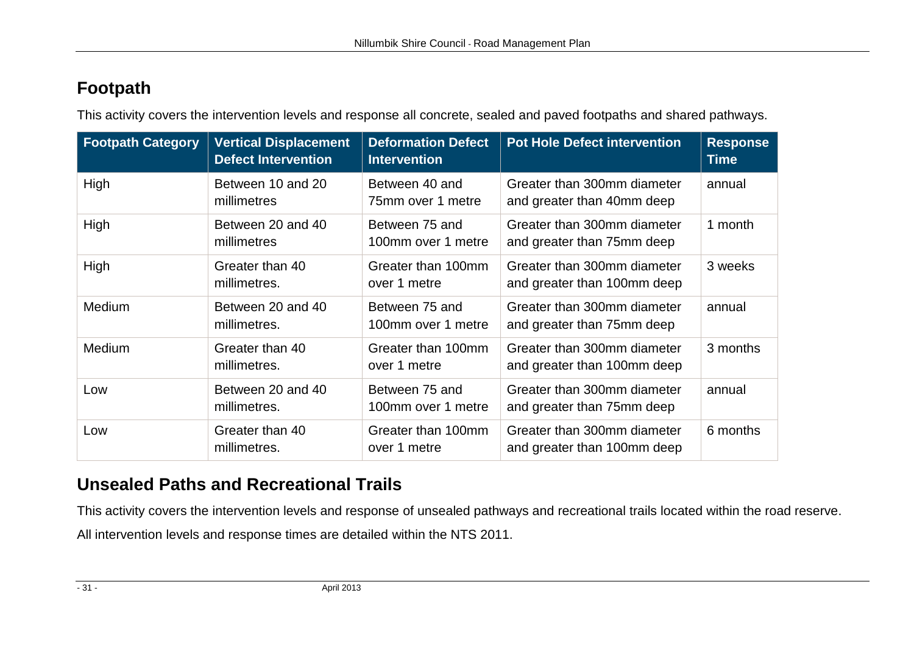## Footpath

This activity covers the intervention levels and response all concrete, sealed and paved footpaths and shared pathways.

| Footpath Category | Vertical Displacement Defect Intervention | Deformation Defect Intervention | Pot Hole Defect intervention | Response Time |
|---|---|---|---|---|
| High | Between 10 and 20 millimetres | Between 40 and 75mm over 1 metre | Greater than 300mm diameter and greater than 40mm deep | annual |
| High | Between 20 and 40 millimetres | Between 75 and 100mm over 1 metre | Greater than 300mm diameter and greater than 75mm deep | 1 month |
| High | Greater than 40 millimetres. | Greater than 100mm over 1 metre | Greater than 300mm diameter and greater than 100mm deep | 3 weeks |
| Medium | Between 20 and 40 millimetres. | Between 75 and 100mm over 1 metre | Greater than 300mm diameter and greater than 75mm deep | annual |
| Medium | Greater than 40 millimetres. | Greater than 100mm over 1 metre | Greater than 300mm diameter and greater than 100mm deep | 3 months |
| Low | Between 20 and 40 millimetres. | Between 75 and 100mm over 1 metre | Greater than 300mm diameter and greater than 75mm deep | annual |
| Low | Greater than 40 millimetres. | Greater than 100mm over 1 metre | Greater than 300mm diameter and greater than 100mm deep | 6 months |

## Unsealed Paths and Recreational Trails

This activity covers the intervention levels and response of unsealed pathways and recreational trails located within the road reserve.

All intervention levels and response times are detailed within the NTS 2011.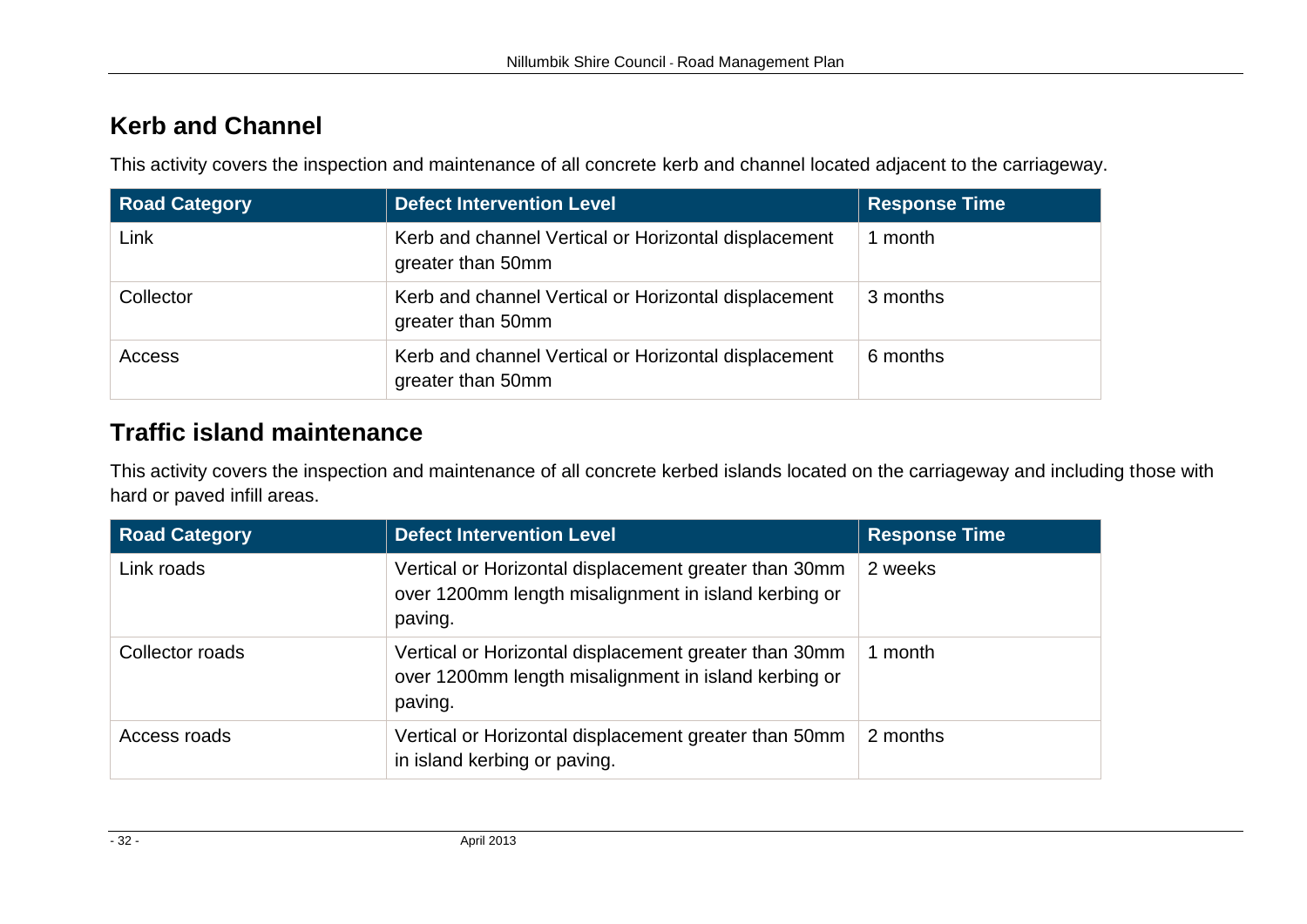## Kerb and Channel

This activity covers the inspection and maintenance of all concrete kerb and channel located adjacent to the carriageway.

| Road Category | Defect Intervention Level | Response Time |
|---|---|---|
| Link | Kerb and channel Vertical or Horizontal displacement greater than 50mm | 1 month |
| Collector | Kerb and channel Vertical or Horizontal displacement greater than 50mm | 3 months |
| Access | Kerb and channel Vertical or Horizontal displacement greater than 50mm | 6 months |

## Traffic island maintenance

This activity covers the inspection and maintenance of all concrete kerbed islands located on the carriageway and including those with hard or paved infill areas.

| Road Category | Defect Intervention Level | Response Time |
|---|---|---|
| Link roads | Vertical or Horizontal displacement greater than 30mm over 1200mm length misalignment in island kerbing or paving. | 2 weeks |
| Collector roads | Vertical or Horizontal displacement greater than 30mm over 1200mm length misalignment in island kerbing or paving. | 1 month |
| Access roads | Vertical or Horizontal displacement greater than 50mm in island kerbing or paving. | 2 months |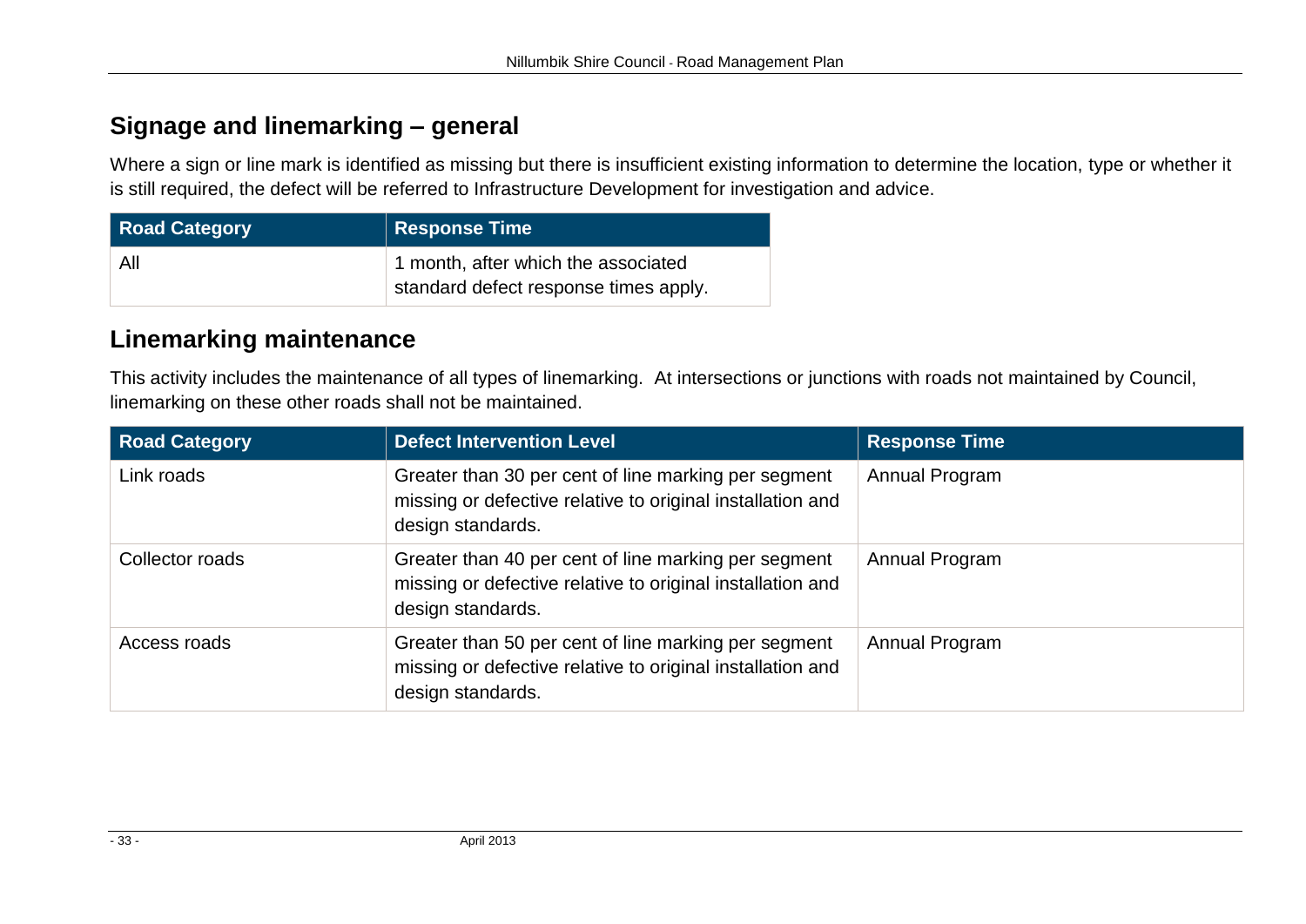## Signage and linemarking – general

Where a sign or line mark is identified as missing but there is insufficient existing information to determine the location, type or whether it is still required, the defect will be referred to Infrastructure Development for investigation and advice.

| Road Category | Response Time |
|---|---|
| All | 1 month, after which the associated standard defect response times apply. |

## Linemarking maintenance

This activity includes the maintenance of all types of linemarking. At intersections or junctions with roads not maintained by Council, linemarking on these other roads shall not be maintained.

| Road Category | Defect Intervention Level | Response Time |
|---|---|---|
| Link roads | Greater than 30 per cent of line marking per segment missing or defective relative to original installation and design standards. | Annual Program |
| Collector roads | Greater than 40 per cent of line marking per segment missing or defective relative to original installation and design standards. | Annual Program |
| Access roads | Greater than 50 per cent of line marking per segment missing or defective relative to original installation and design standards. | Annual Program |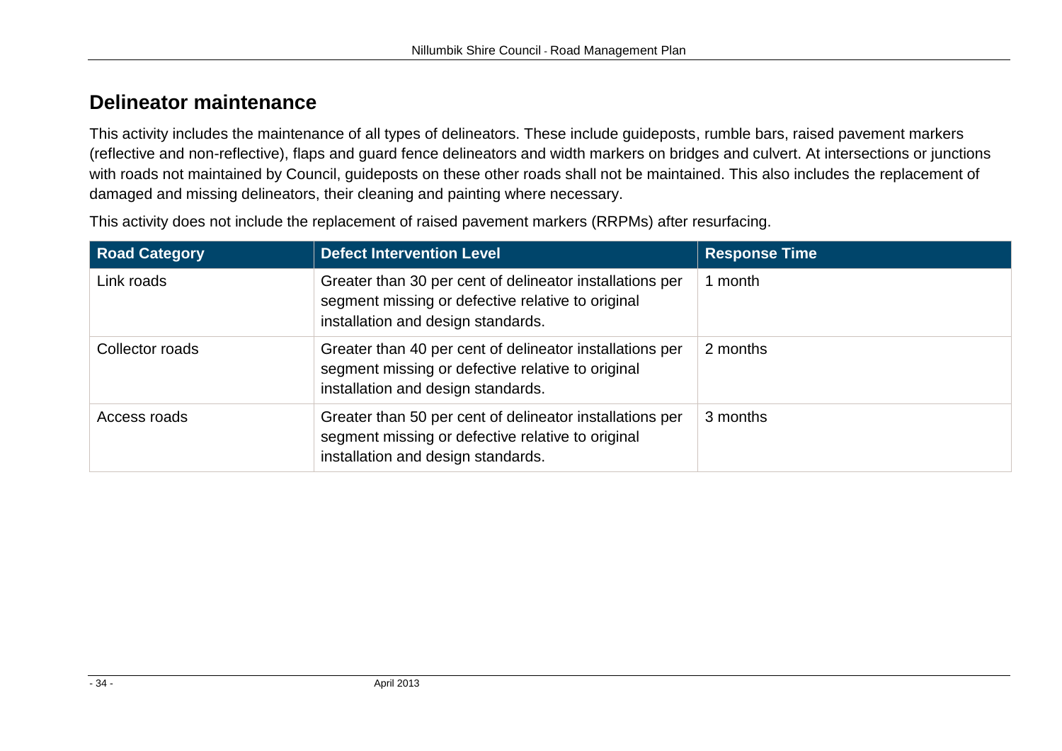## Delineator maintenance

This activity includes the maintenance of all types of delineators. These include guideposts, rumble bars, raised pavement markers (reflective and non-reflective), flaps and guard fence delineators and width markers on bridges and culvert. At intersections or junctions with roads not maintained by Council, guideposts on these other roads shall not be maintained. This also includes the replacement of damaged and missing delineators, their cleaning and painting where necessary.

This activity does not include the replacement of raised pavement markers (RRPMs) after resurfacing.

| Road Category | Defect Intervention Level | Response Time |
| --- | --- | --- |
| Link roads | Greater than 30 per cent of delineator installations per segment missing or defective relative to original installation and design standards. | 1 month |
| Collector roads | Greater than 40 per cent of delineator installations per segment missing or defective relative to original installation and design standards. | 2 months |
| Access roads | Greater than 50 per cent of delineator installations per segment missing or defective relative to original installation and design standards. | 3 months |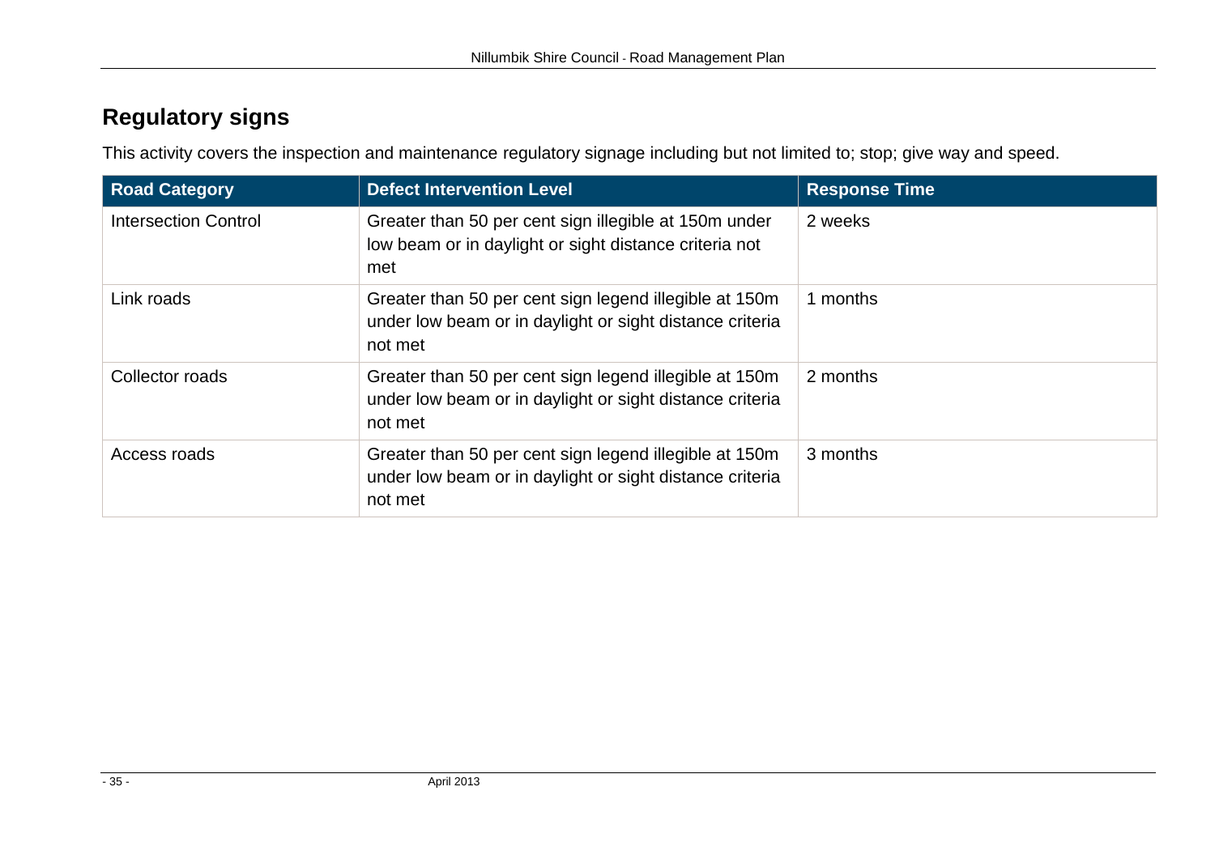## Regulatory signs

This activity covers the inspection and maintenance regulatory signage including but not limited to; stop; give way and speed.

| Road Category | Defect Intervention Level | Response Time |
| --- | --- | --- |
| Intersection Control | Greater than 50 per cent sign illegible at 150m under low beam or in daylight or sight distance criteria not met | 2 weeks |
| Link roads | Greater than 50 per cent sign legend illegible at 150m under low beam or in daylight or sight distance criteria not met | 1 months |
| Collector roads | Greater than 50 per cent sign legend illegible at 150m under low beam or in daylight or sight distance criteria not met | 2 months |
| Access roads | Greater than 50 per cent sign legend illegible at 150m under low beam or in daylight or sight distance criteria not met | 3 months |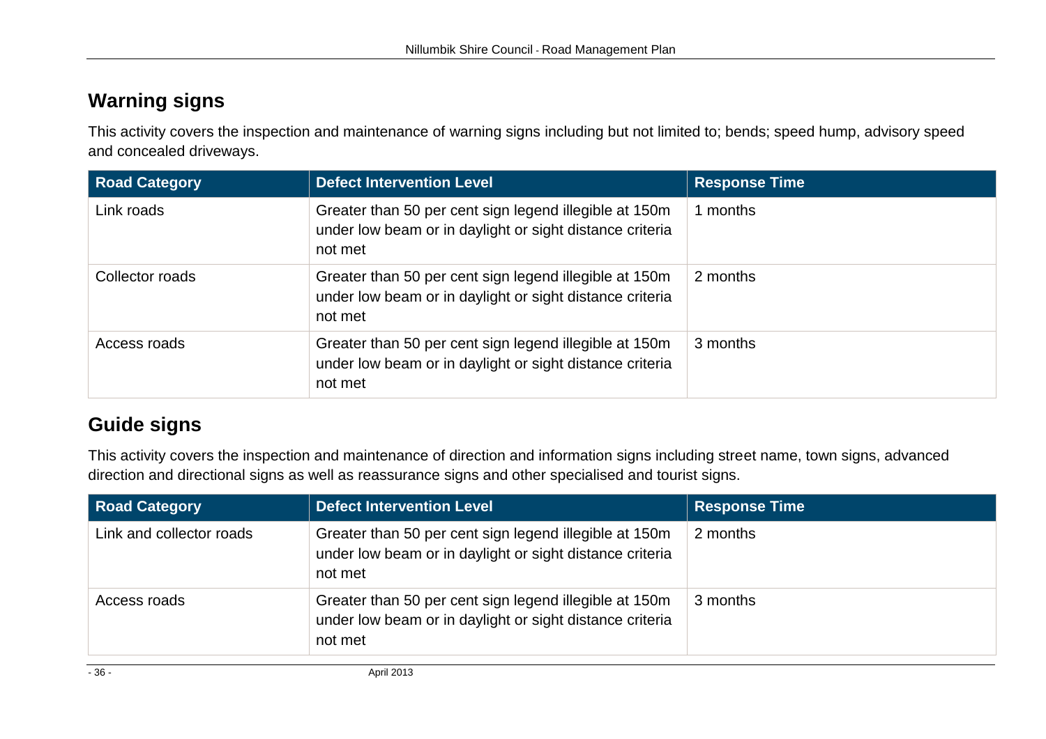## Warning signs

This activity covers the inspection and maintenance of warning signs including but not limited to; bends; speed hump, advisory speed and concealed driveways.

| Road Category | Defect Intervention Level | Response Time |
| --- | --- | --- |
| Link roads | Greater than 50 per cent sign legend illegible at 150m under low beam or in daylight or sight distance criteria not met | 1 months |
| Collector roads | Greater than 50 per cent sign legend illegible at 150m under low beam or in daylight or sight distance criteria not met | 2 months |
| Access roads | Greater than 50 per cent sign legend illegible at 150m under low beam or in daylight or sight distance criteria not met | 3 months |

## Guide signs

This activity covers the inspection and maintenance of direction and information signs including street name, town signs, advanced direction and directional signs as well as reassurance signs and other specialised and tourist signs.

| Road Category | Defect Intervention Level | Response Time |
| --- | --- | --- |
| Link and collector roads | Greater than 50 per cent sign legend illegible at 150m under low beam or in daylight or sight distance criteria not met | 2 months |
| Access roads | Greater than 50 per cent sign legend illegible at 150m under low beam or in daylight or sight distance criteria not met | 3 months |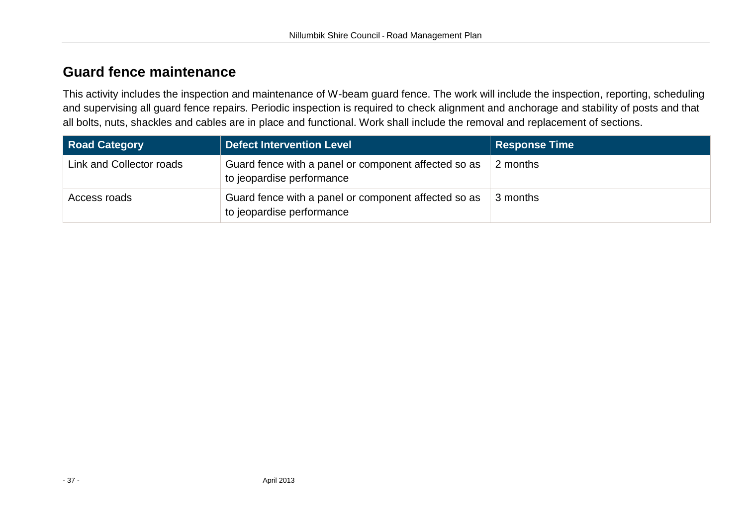## Guard fence maintenance

This activity includes the inspection and maintenance of W-beam guard fence. The work will include the inspection, reporting, scheduling and supervising all guard fence repairs. Periodic inspection is required to check alignment and anchorage and stability of posts and that all bolts, nuts, shackles and cables are in place and functional. Work shall include the removal and replacement of sections.

| Road Category | Defect Intervention Level | Response Time |
|---|---|---|
| Link and Collector roads | Guard fence with a panel or component affected so as to jeopardise performance | 2 months |
| Access roads | Guard fence with a panel or component affected so as to jeopardise performance | 3 months |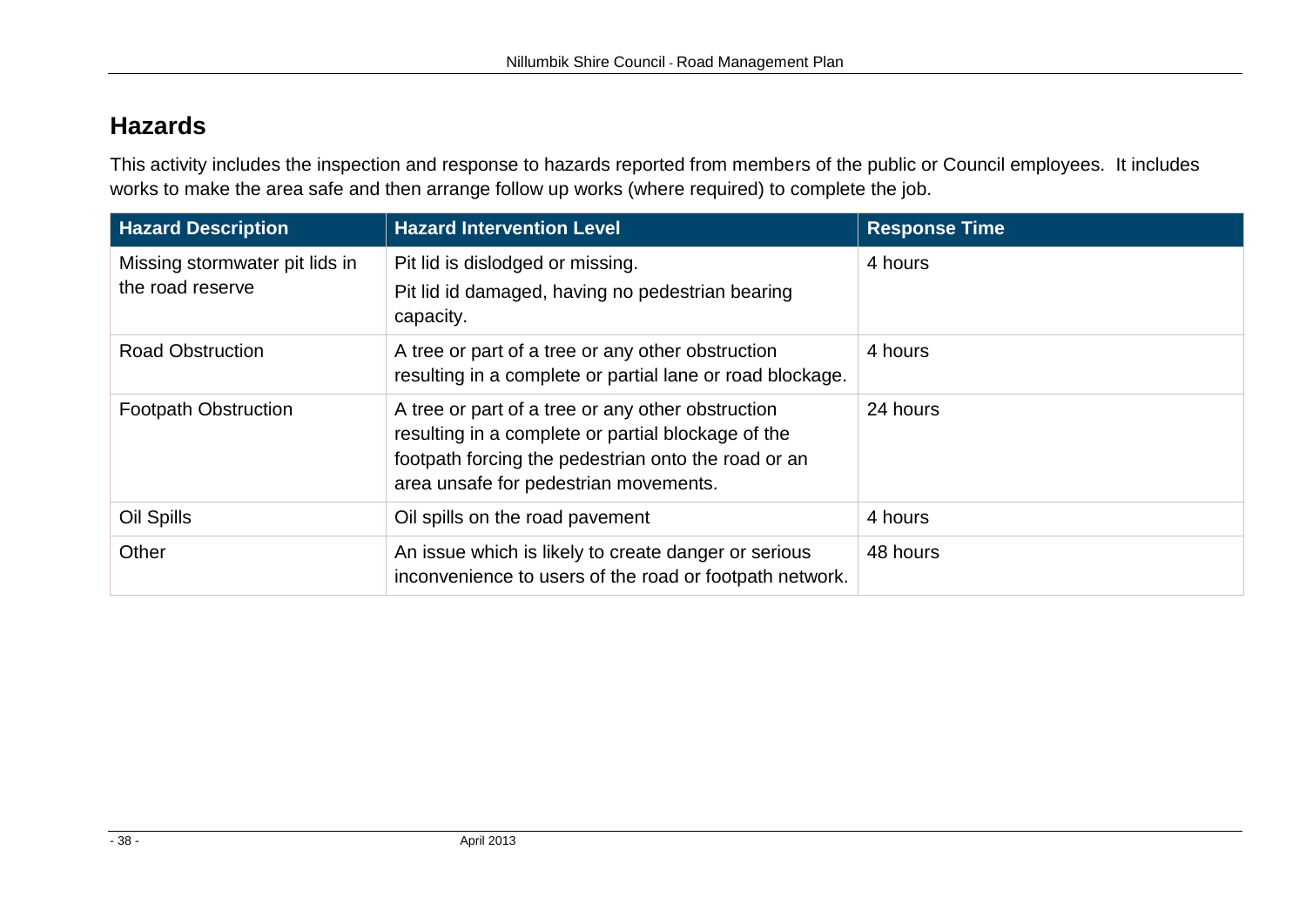## Hazards

This activity includes the inspection and response to hazards reported from members of the public or Council employees. It includes works to make the area safe and then arrange follow up works (where required) to complete the job.

| Hazard Description | Hazard Intervention Level | Response Time |
|---|---|---|
| Missing stormwater pit lids in the road reserve | Pit lid is dislodged or missing. Pit lid id damaged, having no pedestrian bearing capacity. | 4 hours |
| Road Obstruction | A tree or part of a tree or any other obstruction resulting in a complete or partial lane or road blockage. | 4 hours |
| Footpath Obstruction | A tree or part of a tree or any other obstruction resulting in a complete or partial blockage of the footpath forcing the pedestrian onto the road or an area unsafe for pedestrian movements. | 24 hours |
| Oil Spills | Oil spills on the road pavement | 4 hours |
| Other | An issue which is likely to create danger or serious inconvenience to users of the road or footpath network. | 48 hours |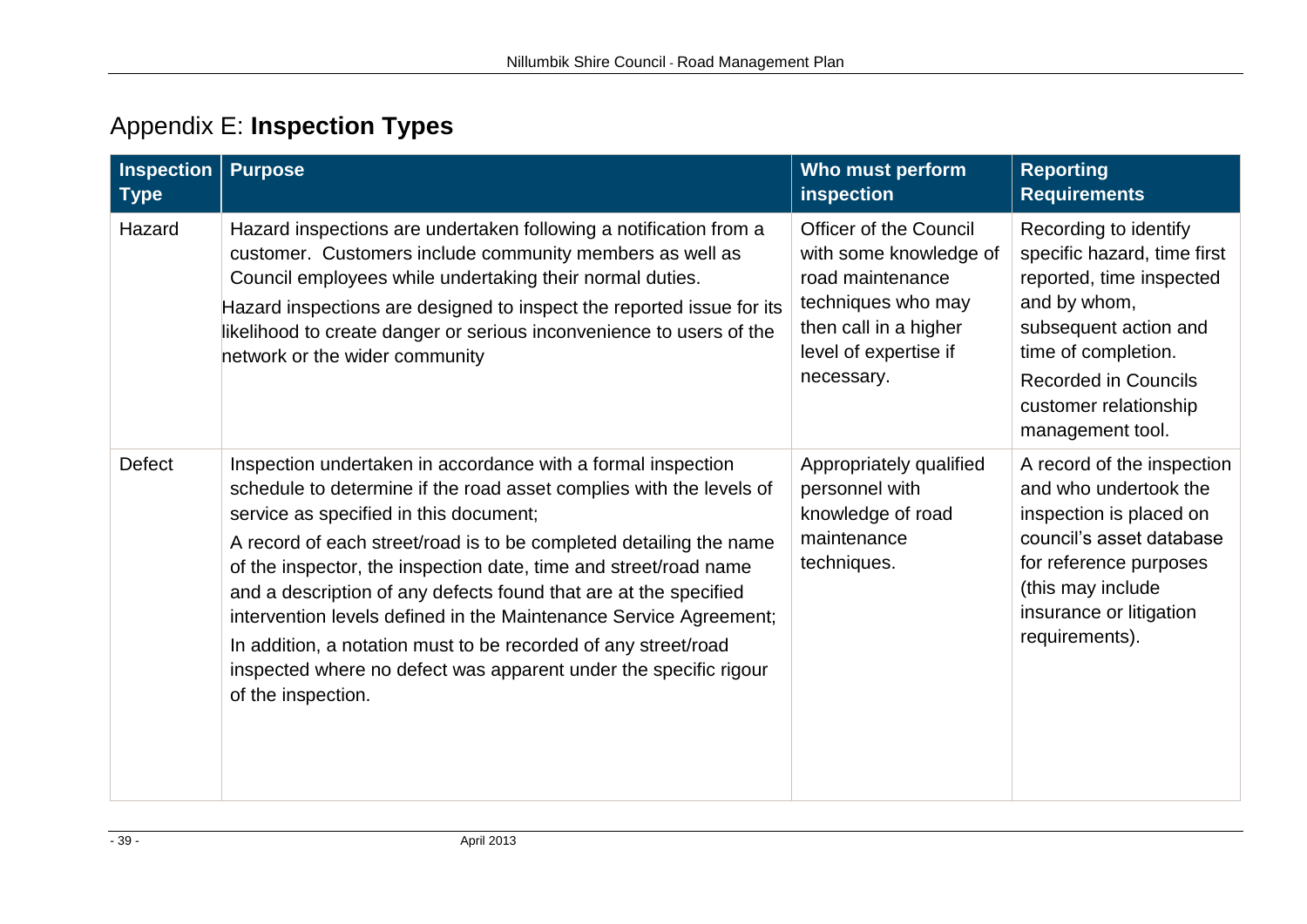# Appendix E: **Inspection Types**

| Inspection Type | Purpose | Who must perform inspection | Reporting Requirements |
|---|---|---|---|
| Hazard | Hazard inspections are undertaken following a notification from a customer. Customers include community members as well as Council employees while undertaking their normal duties.<br>Hazard inspections are designed to inspect the reported issue for its likelihood to create danger or serious inconvenience to users of the network or the wider community | Officer of the Council with some knowledge of road maintenance techniques who may then call in a higher level of expertise if necessary. | Recording to identify specific hazard, time first reported, time inspected and by whom, subsequent action and time of completion.<br>Recorded in Councils customer relationship management tool. |
| Defect | Inspection undertaken in accordance with a formal inspection schedule to determine if the road asset complies with the levels of service as specified in this document;<br>A record of each street/road is to be completed detailing the name of the inspector, the inspection date, time and street/road name and a description of any defects found that are at the specified intervention levels defined in the Maintenance Service Agreement;<br>In addition, a notation must to be recorded of any street/road inspected where no defect was apparent under the specific rigour of the inspection. | Appropriately qualified personnel with knowledge of road maintenance techniques. | A record of the inspection and who undertook the inspection is placed on council's asset database for reference purposes (this may include insurance or litigation requirements). |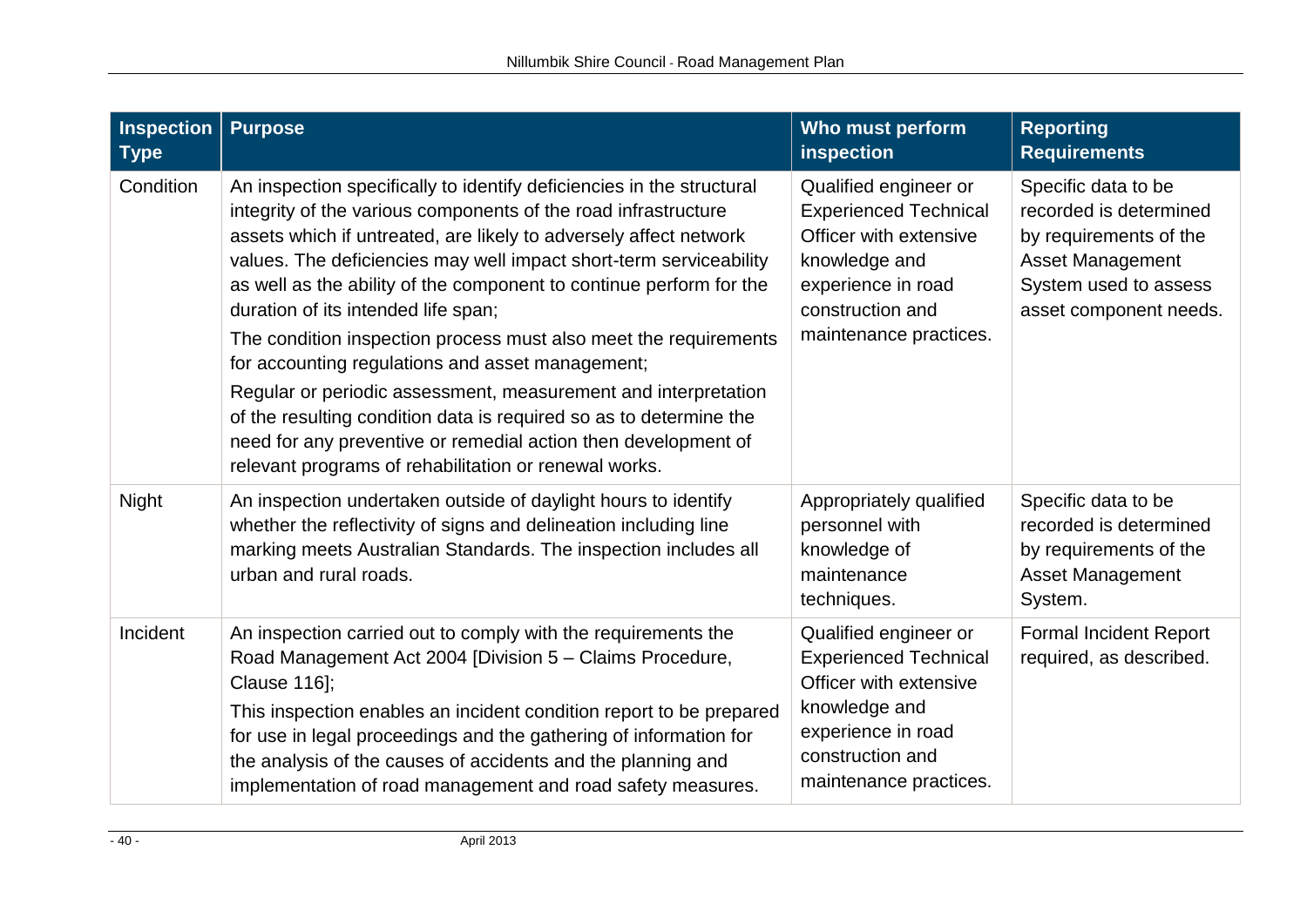| Inspection Type | Purpose | Who must perform inspection | Reporting Requirements |
| --- | --- | --- | --- |
| Condition | An inspection specifically to identify deficiencies in the structural integrity of the various components of the road infrastructure assets which if untreated, are likely to adversely affect network values. The deficiencies may well impact short-term serviceability as well as the ability of the component to continue perform for the duration of its intended life span;<br>The condition inspection process must also meet the requirements for accounting regulations and asset management;<br>Regular or periodic assessment, measurement and interpretation of the resulting condition data is required so as to determine the need for any preventive or remedial action then development of relevant programs of rehabilitation or renewal works. | Qualified engineer or Experienced Technical Officer with extensive knowledge and experience in road construction and maintenance practices. | Specific data to be recorded is determined by requirements of the Asset Management System used to assess asset component needs. |
| Night | An inspection undertaken outside of daylight hours to identify whether the reflectivity of signs and delineation including line marking meets Australian Standards. The inspection includes all urban and rural roads. | Appropriately qualified personnel with knowledge of maintenance techniques. | Specific data to be recorded is determined by requirements of the Asset Management System. |
| Incident | An inspection carried out to comply with the requirements the Road Management Act 2004 [Division 5 – Claims Procedure, Clause 116];<br>This inspection enables an incident condition report to be prepared for use in legal proceedings and the gathering of information for the analysis of the causes of accidents and the planning and implementation of road management and road safety measures. | Qualified engineer or Experienced Technical Officer with extensive knowledge and experience in road construction and maintenance practices. | Formal Incident Report required, as described. |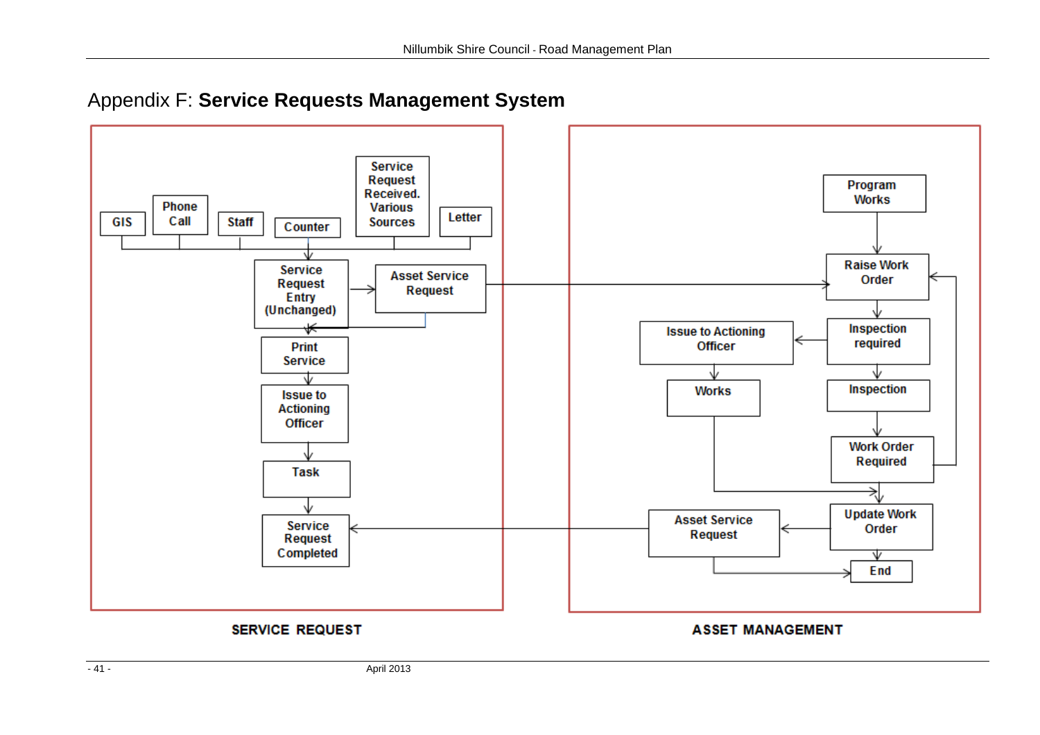# Appendix F: **Service Requests Management System**

GIS

Phone Call

Staff

Counter

Service Request Received. Various Sources

Letter

Service Request Entry (Unchanged)

Asset Service Request

Print Service

Issue to Actioning Officer

Task

Service Request Completed

**SERVICE REQUEST**

Program Works

Raise Work Order

Issue to Actioning Officer

Inspection required

Works

Inspection

Work Order Required

Update Work Order

Asset Service Request

End

**ASSET MANAGEMENT**